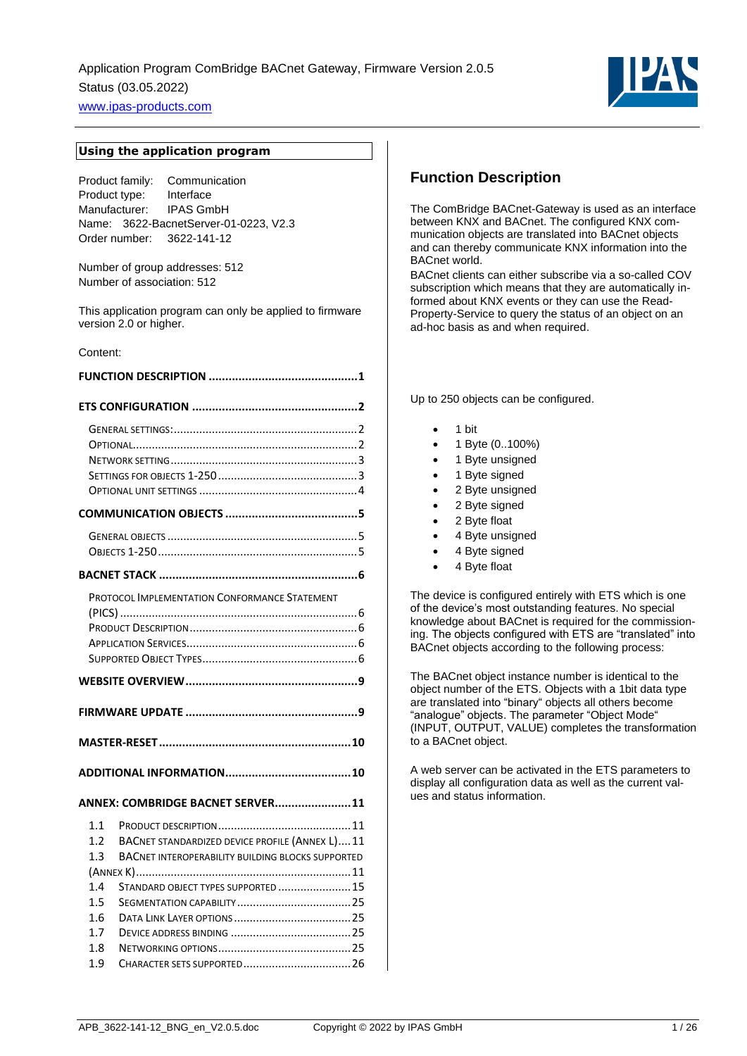Application Program ComBridge BACnet Gateway, Firmware Version 2.0.5
Status (03.05.2022)
www.ipas-products.com

## Using the application program

Product family: Communication
Product type: Interface
Manufacturer: IPAS GmbH
Name: 3622-BacnetServer-01-0223, V2.3
Order number: 3622-141-12

Number of group addresses: 512
Number of association: 512

This application program can only be applied to firmware version 2.0 or higher.

Content:

**FUNCTION DESCRIPTION ............................................1**

**ETS CONFIGURATION ...............................................2**

- GENERAL SETTINGS: ..........................................................2
- OPTIONAL.......................................................................2
- NETWORK SETTING...........................................................3
- SETTINGS FOR OBJECTS 1-250.............................................3
- OPTIONAL UNIT SETTINGS ..................................................4

**COMMUNICATION OBJECTS .......................................5**

- GENERAL OBJECTS ............................................................5
- OBJECTS 1-250...............................................................5

**BACNET STACK ...........................................................6**

- PROTOCOL IMPLEMENTATION CONFORMANCE STATEMENT (PICS) ............................................................................6
- PRODUCT DESCRIPTION.....................................................6
- APPLICATION SERVICES......................................................6
- SUPPORTED OBJECT TYPES.................................................6

**WEBSITE OVERVIEW...................................................9**

**FIRMWARE UPDATE ...................................................9**

**MASTER-RESET.........................................................10**

**ADDITIONAL INFORMATION.....................................10**

**ANNEX: COMBRIDGE BACNET SERVER.......................11**

- 1.1 PRODUCT DESCRIPTION..........................................11
- 1.2 BACNET STANDARDIZED DEVICE PROFILE (ANNEX L)....11
- 1.3 BACNET INTEROPERABILITY BUILDING BLOCKS SUPPORTED (ANNEX K)...................................................................11
- 1.4 STANDARD OBJECT TYPES SUPPORTED .......................15
- 1.5 SEGMENTATION CAPABILITY....................................25
- 1.6 DATA LINK LAYER OPTIONS.....................................25
- 1.7 DEVICE ADDRESS BINDING .....................................25
- 1.8 NETWORKING OPTIONS..........................................25
- 1.9 CHARACTER SETS SUPPORTED.................................26

# Function Description

The ComBridge BACnet-Gateway is used as an interface between KNX and BACnet. The configured KNX communication objects are translated into BACnet objects and can thereby communicate KNX information into the BACnet world.
BACnet clients can either subscribe via a so-called COV subscription which means that they are automatically informed about KNX events or they can use the Read-Property-Service to query the status of an object on an ad-hoc basis as and when required.

Up to 250 objects can be configured.

- 1 bit
- 1 Byte (0..100%)
- 1 Byte unsigned
- 1 Byte signed
- 2 Byte unsigned
- 2 Byte signed
- 2 Byte float
- 4 Byte unsigned
- 4 Byte signed
- 4 Byte float

The device is configured entirely with ETS which is one of the device's most outstanding features. No special knowledge about BACnet is required for the commissioning. The objects configured with ETS are "translated" into BACnet objects according to the following process:

The BACnet object instance number is identical to the object number of the ETS. Objects with a 1bit data type are translated into "binary" objects all others become "analogue" objects. The parameter "Object Mode" (INPUT, OUTPUT, VALUE) completes the transformation to a BACnet object.

A web server can be activated in the ETS parameters to display all configuration data as well as the current values and status information.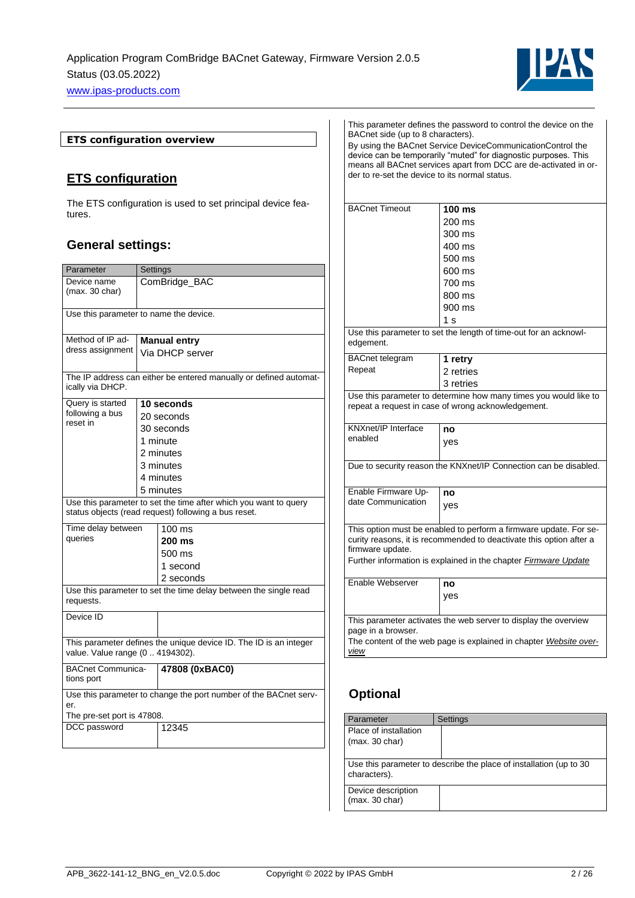**ETS configuration overview**

## ETS configuration

The ETS configuration is used to set principal device features.

### General settings:

| Parameter | Settings |
|---|---|
| Device name (max. 30 char) | ComBridge_BAC |
| Use this parameter to name the device. | |
| Method of IP address assignment | **Manual entry**<br>Via DHCP server |
| The IP address can either be entered manually or defined automatically via DHCP. | |
| Query is started following a bus reset in | **10 seconds**<br>20 seconds<br>30 seconds<br>1 minute<br>2 minutes<br>3 minutes<br>4 minutes<br>5 minutes |
| Use this parameter to set the time after which you want to query status objects (read request) following a bus reset. | |
| Time delay between queries | 100 ms<br>**200 ms**<br>500 ms<br>1 second<br>2 seconds |
| Use this parameter to set the time delay between the single read requests. | |
| Device ID | |
| This parameter defines the unique device ID. The ID is an integer value. Value range (0 .. 4194302). | |
| BACnet Communications port | **47808 (0xBAC0)** |
| Use this parameter to change the port number of the BACnet server.<br>The pre-set port is 47808. | |
| DCC password | 12345 |
| This parameter defines the password to control the device on the BACnet side (up to 8 characters).<br>By using the BACnet Service DeviceCommunicationControl the device can be temporarily "muted" for diagnostic purposes. This means all BACnet services apart from DCC are de-activated in order to re-set the device to its normal status. | |
| BACnet Timeout | **100 ms**<br>200 ms<br>300 ms<br>400 ms<br>500 ms<br>600 ms<br>700 ms<br>800 ms<br>900 ms<br>1 s |
| Use this parameter to set the length of time-out for an acknowledgement. | |
| BACnet telegram Repeat | **1 retry**<br>2 retries<br>3 retries |
| Use this parameter to determine how many times you would like to repeat a request in case of wrong acknowledgement. | |
| KNXnet/IP Interface enabled | **no**<br>yes |
| Due to security reason the KNXnet/IP Connection can be disabled. | |
| Enable Firmware Update Communication | **no**<br>yes |
| This option must be enabled to perform a firmware update. For security reasons, it is recommended to deactivate this option after a firmware update.<br>Further information is explained in the chapter *Firmware Update* | |
| Enable Webserver | **no**<br>yes |
| This parameter activates the web server to display the overview page in a browser.<br>The content of the web page is explained in chapter *Website overview* | |

### Optional

| Parameter | Settings |
|---|---|
| Place of installation (max. 30 char) | |
| Use this parameter to describe the place of installation (up to 30 characters). | |
| Device description (max. 30 char) | |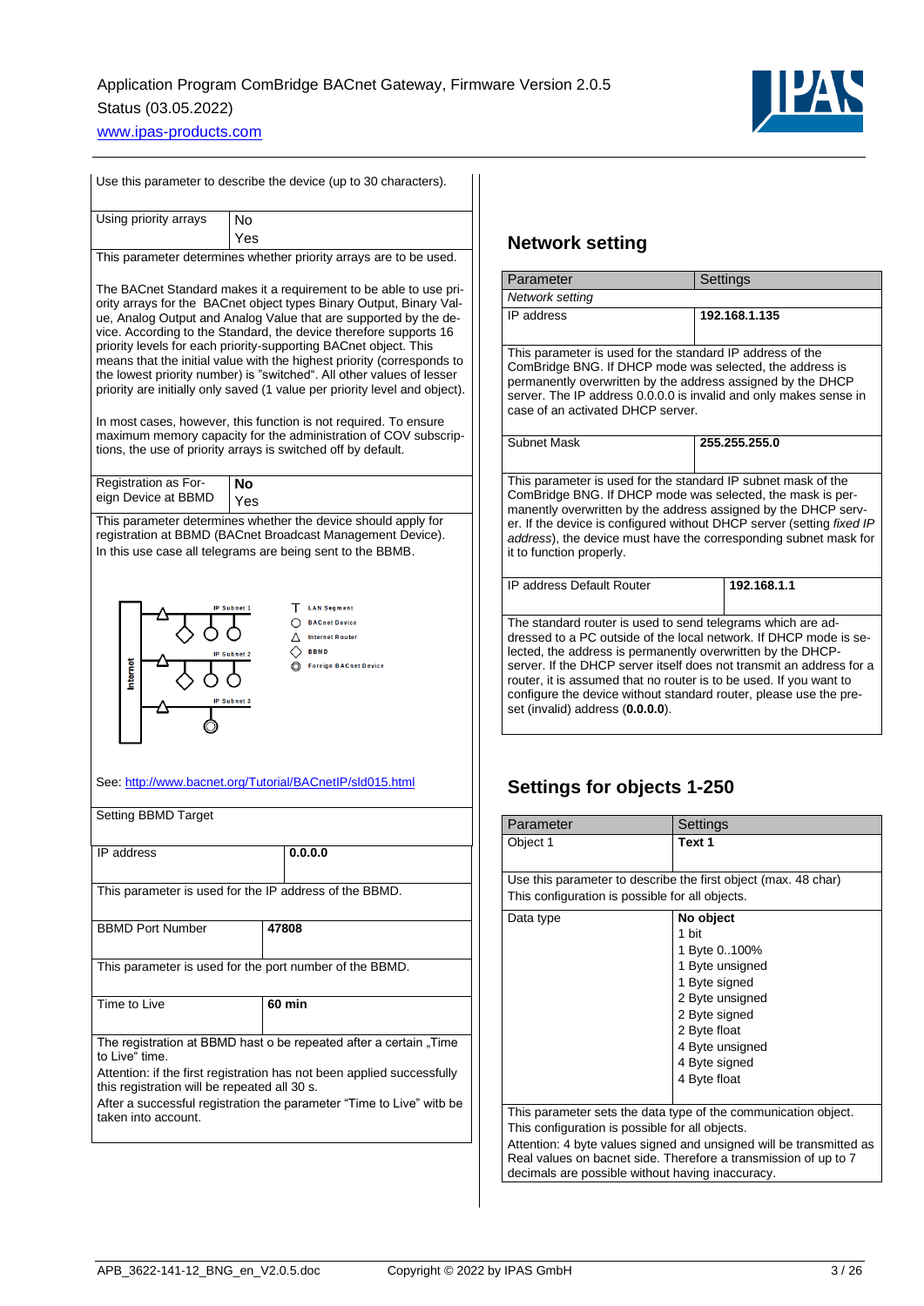Use this parameter to describe the device (up to 30 characters).

| Using priority arrays | No<br>Yes |
|---|---|

This parameter determines whether priority arrays are to be used.

The BACnet Standard makes it a requirement to be able to use priority arrays for the BACnet object types Binary Output, Binary Value, Analog Output and Analog Value that are supported by the device. According to the Standard, the device therefore supports 16 priority levels for each priority-supporting BACnet object. This means that the initial value with the highest priority (corresponds to the lowest priority number) is "switched". All other values of lesser priority are initially only saved (1 value per priority level and object).

In most cases, however, this function is not required. To ensure maximum memory capacity for the administration of COV subscriptions, the use of priority arrays is switched off by default.

| Registration as Foreign Device at BBMD | **No**<br>Yes |
|---|---|

This parameter determines whether the device should apply for registration at BBMD (BACnet Broadcast Management Device). In this use case all telegrams are being sent to the BBMD.

Internet — IP Subnet 1, IP Subnet 2, IP Subnet 3

Legend: LAN Segment; BACnet Device; Internet Router; BBMD; Foreign BACnet Device

See: http://www.bacnet.org/Tutorial/BACnetIP/sld015.html

Setting BBMD Target

| IP address | **0.0.0.0** |
|---|---|

This parameter is used for the IP address of the BBMD.

| BBMD Port Number | **47808** |
|---|---|

This parameter is used for the port number of the BBMD.

| Time to Live | **60 min** |
|---|---|

The registration at BBMD hast o be repeated after a certain „Time to Live" time.

Attention: if the first registration has not been applied successfully this registration will be repeated all 30 s.

After a successful registration the parameter "Time to Live" witb be taken into account.

## Network setting

| Parameter | Settings |
|---|---|
| *Network setting* | |
| IP address | **192.168.1.135** |

This parameter is used for the standard IP address of the ComBridge BNG. If DHCP mode was selected, the address is permanently overwritten by the address assigned by the DHCP server. The IP address 0.0.0.0 is invalid and only makes sense in case of an activated DHCP server.

| Subnet Mask | **255.255.255.0** |
|---|---|

This parameter is used for the standard IP subnet mask of the ComBridge BNG. If DHCP mode was selected, the mask is permanently overwritten by the address assigned by the DHCP server. If the DHCP server itself does not transmit an address to a PC outside of the local network. If the device is configured without DHCP server (setting *fixed IP address*), the device must have the corresponding subnet mask for it to function properly.

| IP address Default Router | **192.168.1.1** |
|---|---|

The standard router is used to send telegrams which are addressed to a PC outside of the local network. If DHCP mode is selected, the address is permanently overwritten by the DHCP-server. If the DHCP server itself does not transmit an address for a router, it is assumed that no router is to be used. If you want to configure the device without standard router, please use the preset (invalid) address (**0.0.0.0**).

## Settings for objects 1-250

| Parameter | Settings |
|---|---|
| Object 1 | **Text 1** |

Use this parameter to describe the first object (max. 48 char)
This configuration is possible for all objects.

| Data type | **No object**<br>1 bit<br>1 Byte 0..100%<br>1 Byte unsigned<br>1 Byte signed<br>2 Byte unsigned<br>2 Byte signed<br>2 Byte float<br>4 Byte unsigned<br>4 Byte signed<br>4 Byte float |
|---|---|

This parameter sets the data type of the communication object.
This configuration is possible for all objects.
Attention: 4 byte values signed and unsigned will be transmitted as Real values on bacnet side. Therefore a transmission of up to 7 decimals are possible without having inaccuracy.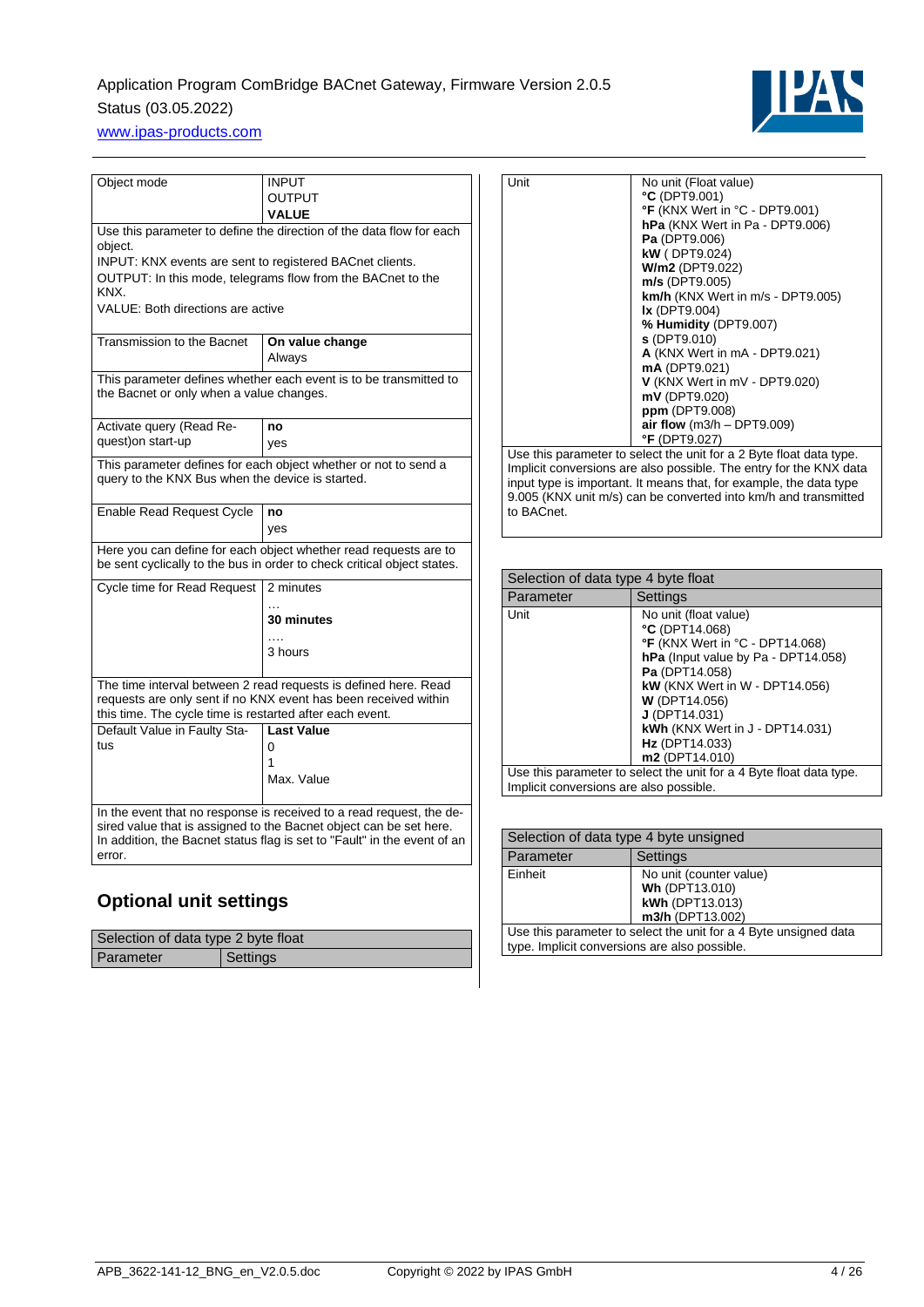| Object mode | INPUT<br>OUTPUT<br>**VALUE** |
|---|---|
| Use this parameter to define the direction of the data flow for each object.<br>INPUT: KNX events are sent to registered BACnet clients.<br>OUTPUT: In this mode, telegrams flow from the BACnet to the KNX.<br>VALUE: Both directions are active | |
| Transmission to the Bacnet | **On value change**<br>Always |
| This parameter defines whether each event is to be transmitted to the Bacnet or only when a value changes. | |
| Activate query (Read Re-quest)on start-up | **no**<br>yes |
| This parameter defines for each object whether or not to send a query to the KNX Bus when the device is started. | |
| Enable Read Request Cycle | **no**<br>yes |
| Here you can define for each object whether read requests are to be sent cyclically to the bus in order to check critical object states. | |
| Cycle time for Read Request | 2 minutes<br>…<br>**30 minutes**<br>….<br>3 hours |
| The time interval between 2 read requests is defined here. Read requests are only sent if no KNX event has been received within this time. The cycle time is restarted after each event. | |
| Default Value in Faulty Sta-tus | **Last Value**<br>0<br>1<br>Max. Value |
| In the event that no response is received to a read request, the de-sired value that is assigned to the Bacnet object can be set here. In addition, the Bacnet status flag is set to "Fault" in the event of an error. | |

## Optional unit settings

| Selection of data type 2 byte float | |
|---|---|
| Parameter | Settings |
| Unit | No unit (Float value)<br>**°C** (DPT9.001)<br>**°F** (KNX Wert in °C - DPT9.001)<br>**hPa** (KNX Wert in Pa - DPT9.006)<br>**Pa** (DPT9.006)<br>**kW** ( DPT9.024)<br>**W/m2** (DPT9.022)<br>**m/s** (DPT9.005)<br>**km/h** (KNX Wert in m/s - DPT9.005)<br>**lx** (DPT9.004)<br>**% Humidity** (DPT9.007)<br>**s** (DPT9.010)<br>**A** (KNX Wert in mA - DPT9.021)<br>**mA** (DPT9.021)<br>**V** (KNX Wert in mV - DPT9.020)<br>**mV** (DPT9.020)<br>**ppm** (DPT9.008)<br>**air flow** (m3/h – DPT9.009)<br>**°F** (DPT9.027) |
| Use this parameter to select the unit for a 2 Byte float data type. Implicit conversions are also possible. The entry for the KNX data input type is important. It means that, for example, the data type 9.005 (KNX unit m/s) can be converted into km/h and transmitted to BACnet. | |

| Selection of data type 4 byte float | |
|---|---|
| Parameter | Settings |
| Unit | No unit (float value)<br>**°C** (DPT14.068)<br>**°F** (KNX Wert in °C - DPT14.068)<br>**hPa** (Input value by Pa - DPT14.058)<br>**Pa** (DPT14.058)<br>**kW** (KNX Wert in W - DPT14.056)<br>**W** (DPT14.056)<br>**J** (DPT14.031)<br>**kWh** (KNX Wert in J - DPT14.031)<br>**Hz** (DPT14.033)<br>**m2** (DPT14.010) |
| Use this parameter to select the unit for a 4 Byte float data type. Implicit conversions are also possible. | |

| Selection of data type 4 byte unsigned | |
|---|---|
| Parameter | Settings |
| Einheit | No unit (counter value)<br>**Wh** (DPT13.010)<br>**kWh** (DPT13.013)<br>**m3/h** (DPT13.002) |
| Use this parameter to select the unit for a 4 Byte unsigned data type. Implicit conversions are also possible. | |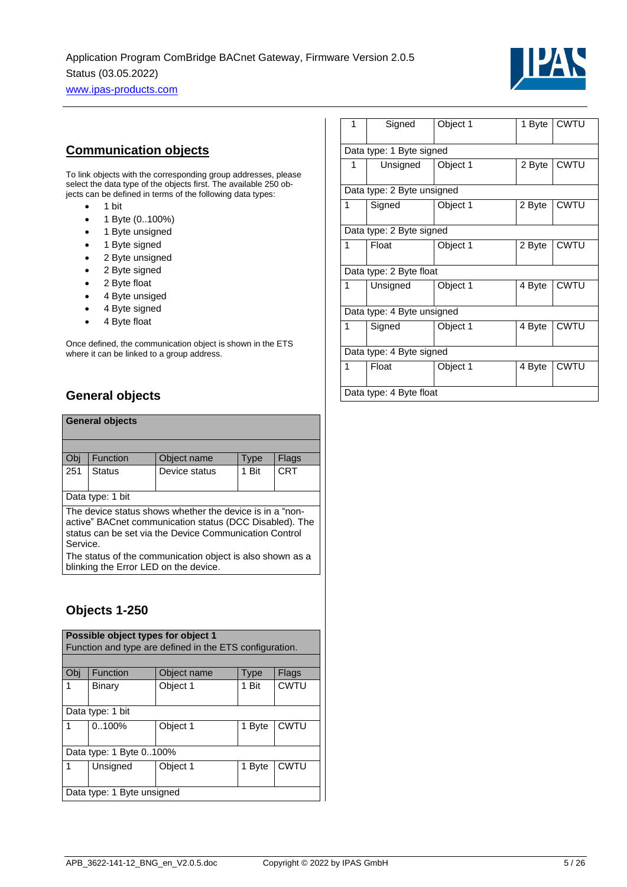## Communication objects

To link objects with the corresponding group addresses, please select the data type of the objects first. The available 250 objects can be defined in terms of the following data types:

- 1 bit
- 1 Byte (0..100%)
- 1 Byte unsigned
- 1 Byte signed
- 2 Byte unsigned
- 2 Byte signed
- 2 Byte float
- 4 Byte unsiged
- 4 Byte signed
- 4 Byte float

Once defined, the communication object is shown in the ETS where it can be linked to a group address.

### General objects

| **General objects** | | | | |
|---|---|---|---|---|
| Obj | Function | Object name | Type | Flags |
| 251 | Status | Device status | 1 Bit | CRT |
| Data type: 1 bit | | | | |
| The device status shows whether the device is in a "non-active" BACnet communication status (DCC Disabled). The status can be set via the Device Communication Control Service. The status of the communication object is also shown as a blinking the Error LED on the device. | | | | |

### Objects 1-250

| **Possible object types for object 1** Function and type are defined in the ETS configuration. | | | | |
|---|---|---|---|---|
| Obj | Function | Object name | Type | Flags |
| 1 | Binary | Object 1 | 1 Bit | CWTU |
| Data type: 1 bit | | | | |
| 1 | 0..100% | Object 1 | 1 Byte | CWTU |
| Data type: 1 Byte 0..100% | | | | |
| 1 | Unsigned | Object 1 | 1 Byte | CWTU |
| Data type: 1 Byte unsigned | | | | |
| 1 | Signed | Object 1 | 1 Byte | CWTU |
| Data type: 1 Byte signed | | | | |
| 1 | Unsigned | Object 1 | 2 Byte | CWTU |
| Data type: 2 Byte unsigned | | | | |
| 1 | Signed | Object 1 | 2 Byte | CWTU |
| Data type: 2 Byte signed | | | | |
| 1 | Float | Object 1 | 2 Byte | CWTU |
| Data type: 2 Byte float | | | | |
| 1 | Unsigned | Object 1 | 4 Byte | CWTU |
| Data type: 4 Byte unsigned | | | | |
| 1 | Signed | Object 1 | 4 Byte | CWTU |
| Data type: 4 Byte signed | | | | |
| 1 | Float | Object 1 | 4 Byte | CWTU |
| Data type: 4 Byte float | | | | |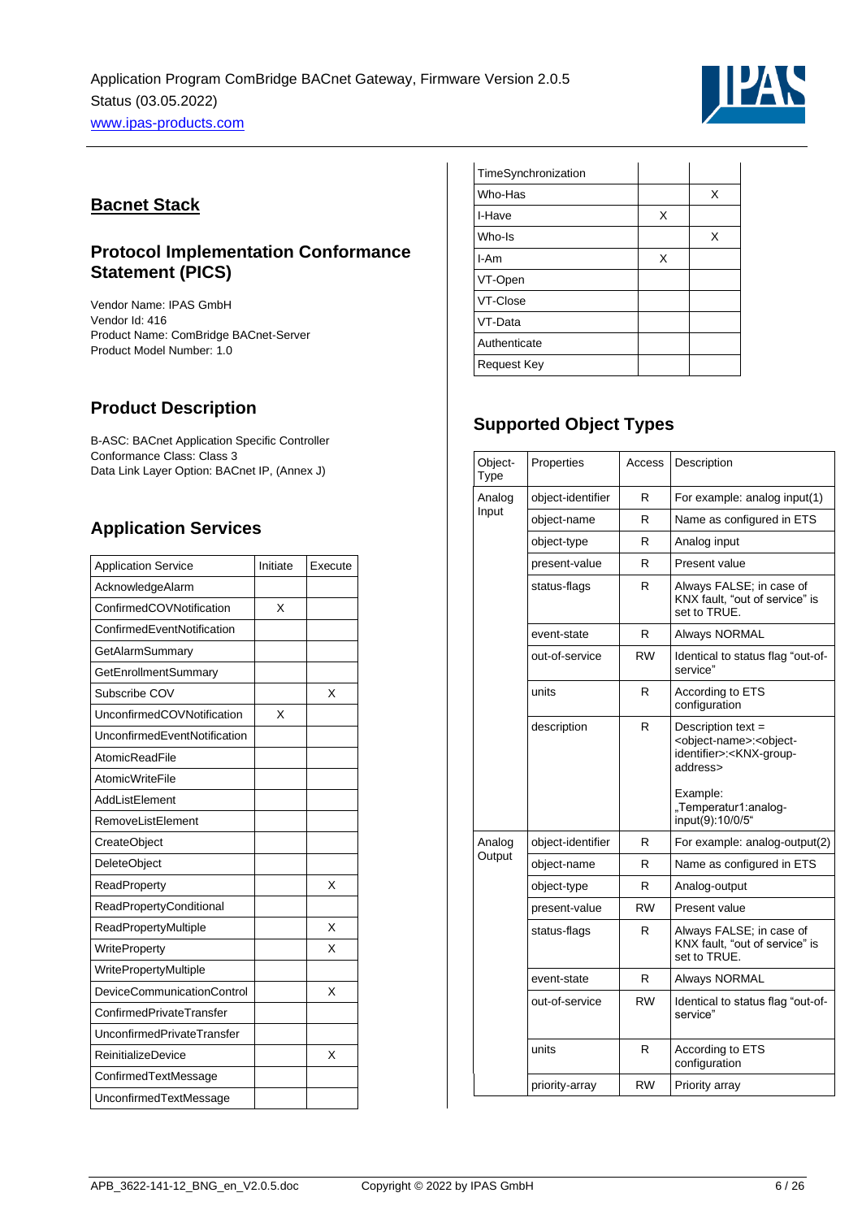## Bacnet Stack

### Protocol Implementation Conformance Statement (PICS)

Vendor Name: IPAS GmbH
Vendor Id: 416
Product Name: ComBridge BACnet-Server
Product Model Number: 1.0

### Product Description

B-ASC: BACnet Application Specific Controller
Conformance Class: Class 3
Data Link Layer Option: BACnet IP, (Annex J)

### Application Services

| Application Service | Initiate | Execute |
|---|---|---|
| AcknowledgeAlarm | | |
| ConfirmedCOVNotification | X | |
| ConfirmedEventNotification | | |
| GetAlarmSummary | | |
| GetEnrollmentSummary | | |
| Subscribe COV | | X |
| UnconfirmedCOVNotification | X | |
| UnconfirmedEventNotification | | |
| AtomicReadFile | | |
| AtomicWriteFile | | |
| AddListElement | | |
| RemoveListElement | | |
| CreateObject | | |
| DeleteObject | | |
| ReadProperty | | X |
| ReadPropertyConditional | | |
| ReadPropertyMultiple | | X |
| WriteProperty | | X |
| WritePropertyMultiple | | |
| DeviceCommunicationControl | | X |
| ConfirmedPrivateTransfer | | |
| UnconfirmedPrivateTransfer | | |
| ReinitializeDevice | | X |
| ConfirmedTextMessage | | |
| UnconfirmedTextMessage | | |
| TimeSynchronization | | |
| Who-Has | | X |
| I-Have | X | |
| Who-Is | | X |
| I-Am | X | |
| VT-Open | | |
| VT-Close | | |
| VT-Data | | |
| Authenticate | | |
| Request Key | | |

### Supported Object Types

| Object-Type | Properties | Access | Description |
|---|---|---|---|
| Analog Input | object-identifier | R | For example: analog input(1) |
| | object-name | R | Name as configured in ETS |
| | object-type | R | Analog input |
| | present-value | R | Present value |
| | status-flags | R | Always FALSE; in case of KNX fault, "out of service" is set to TRUE. |
| | event-state | R | Always NORMAL |
| | out-of-service | RW | Identical to status flag "out-of-service" |
| | units | R | According to ETS configuration |
| | description | R | Description text = <object-name>:<object-identifier>:<KNX-group-address><br><br>Example: „Temperatur1:analog-input(9):10/0/5" |
| Analog Output | object-identifier | R | For example: analog-output(2) |
| | object-name | R | Name as configured in ETS |
| | object-type | R | Analog-output |
| | present-value | RW | Present value |
| | status-flags | R | Always FALSE; in case of KNX fault, "out of service" is set to TRUE. |
| | event-state | R | Always NORMAL |
| | out-of-service | RW | Identical to status flag "out-of-service" |
| | units | R | According to ETS configuration |
| | priority-array | RW | Priority array |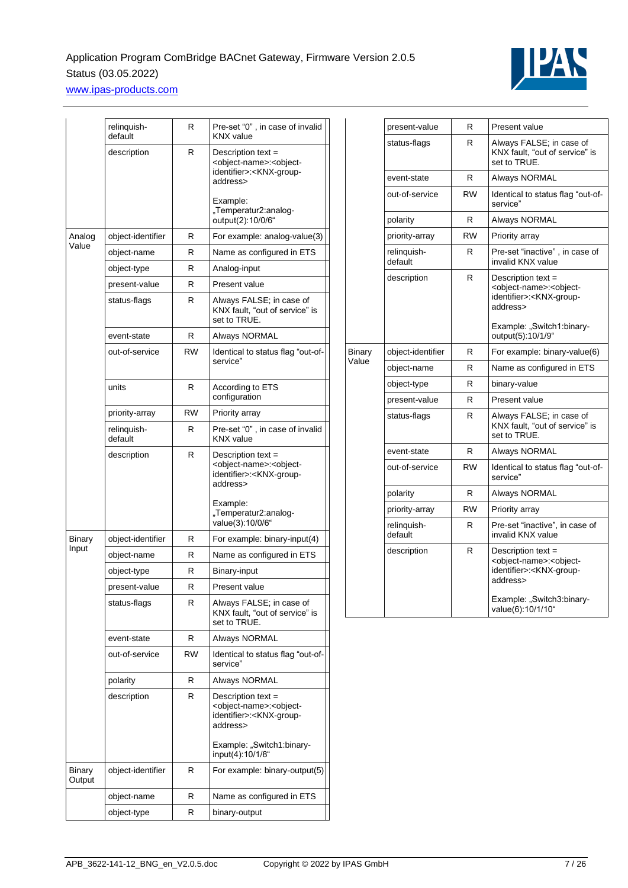| | | | |
|---|---|---|---|
| | relinquish-default | R | Pre-set "0" , in case of invalid KNX value |
| | description | R | Description text = <object-name>:<object-identifier>:<KNX-group-address><br><br>Example: „Temperatur2:analog-output(2):10/0/6“ |
| Analog Value | object-identifier | R | For example: analog-value(3) |
| | object-name | R | Name as configured in ETS |
| | object-type | R | Analog-input |
| | present-value | R | Present value |
| | status-flags | R | Always FALSE; in case of KNX fault, "out of service" is set to TRUE. |
| | event-state | R | Always NORMAL |
| | out-of-service | RW | Identical to status flag "out-of-service" |
| | units | R | According to ETS configuration |
| | priority-array | RW | Priority array |
| | relinquish-default | R | Pre-set "0" , in case of invalid KNX value |
| | description | R | Description text = <object-name>:<object-identifier>:<KNX-group-address><br><br>Example: „Temperatur2:analog-value(3):10/0/6“ |
| Binary Input | object-identifier | R | For example: binary-input(4) |
| | object-name | R | Name as configured in ETS |
| | object-type | R | Binary-input |
| | present-value | R | Present value |
| | status-flags | R | Always FALSE; in case of KNX fault, "out of service" is set to TRUE. |
| | event-state | R | Always NORMAL |
| | out-of-service | RW | Identical to status flag "out-of-service" |
| | polarity | R | Always NORMAL |
| | description | R | Description text = <object-name>:<object-identifier>:<KNX-group-address><br><br>Example: „Switch1:binary-input(4):10/1/8“ |
| Binary Output | object-identifier | R | For example: binary-output(5) |
| | object-name | R | Name as configured in ETS |
| | object-type | R | binary-output |
| | present-value | R | Present value |
| | status-flags | R | Always FALSE; in case of KNX fault, "out of service" is set to TRUE. |
| | event-state | R | Always NORMAL |
| | out-of-service | RW | Identical to status flag "out-of-service" |
| | polarity | R | Always NORMAL |
| | priority-array | RW | Priority array |
| | relinquish-default | R | Pre-set "inactive" , in case of invalid KNX value |
| | description | R | Description text = <object-name>:<object-identifier>:<KNX-group-address><br><br>Example: „Switch1:binary-output(5):10/1/9“ |
| Binary Value | object-identifier | R | For example: binary-value(6) |
| | object-name | R | Name as configured in ETS |
| | object-type | R | binary-value |
| | present-value | R | Present value |
| | status-flags | R | Always FALSE; in case of KNX fault, "out of service" is set to TRUE. |
| | event-state | R | Always NORMAL |
| | out-of-service | RW | Identical to status flag "out-of-service" |
| | polarity | R | Always NORMAL |
| | priority-array | RW | Priority array |
| | relinquish-default | R | Pre-set "inactive", in case of invalid KNX value |
| | description | R | Description text = <object-name>:<object-identifier>:<KNX-group-address><br><br>Example: „Switch3:binary-value(6):10/1/10“ |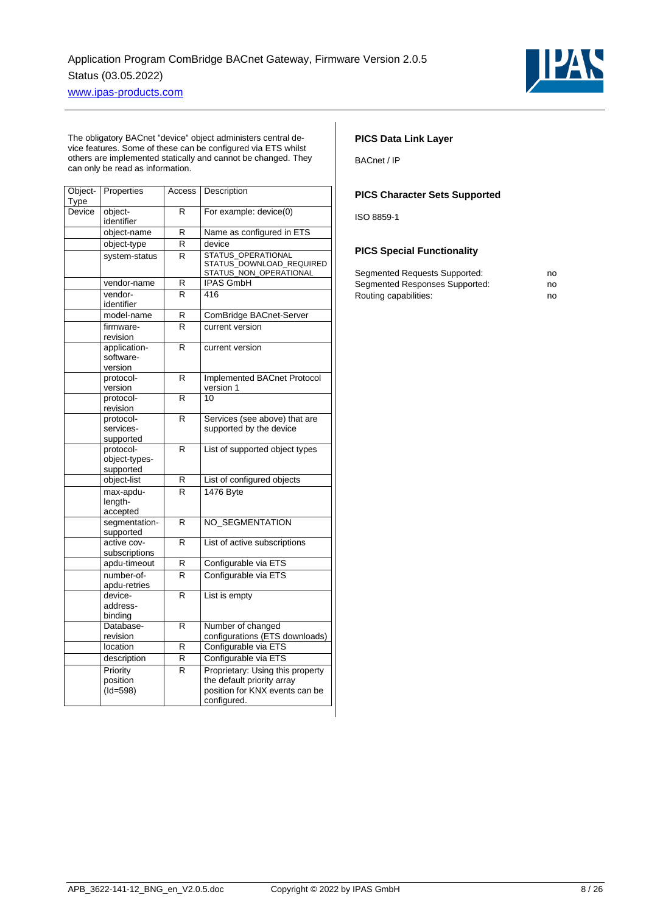The obligatory BACnet "device" object administers central device features. Some of these can be configured via ETS whilst others are implemented statically and cannot be changed. They can only be read as information.

| Object-Type | Properties | Access | Description |
|---|---|---|---|
| Device | object-identifier | R | For example: device(0) |
| | object-name | R | Name as configured in ETS |
| | object-type | R | device |
| | system-status | R | STATUS_OPERATIONAL STATUS_DOWNLOAD_REQUIRED STATUS_NON_OPERATIONAL |
| | vendor-name | R | IPAS GmbH |
| | vendor-identifier | R | 416 |
| | model-name | R | ComBridge BACnet-Server |
| | firmware-revision | R | current version |
| | application-software-version | R | current version |
| | protocol-version | R | Implemented BACnet Protocol version 1 |
| | protocol-revision | R | 10 |
| | protocol-services-supported | R | Services (see above) that are supported by the device |
| | protocol-object-types-supported | R | List of supported object types |
| | object-list | R | List of configured objects |
| | max-apdu-length-accepted | R | 1476 Byte |
| | segmentation-supported | R | NO_SEGMENTATION |
| | active cov-subscriptions | R | List of active subscriptions |
| | apdu-timeout | R | Configurable via ETS |
| | number-of-apdu-retries | R | Configurable via ETS |
| | device-address-binding | R | List is empty |
| | Database-revision | R | Number of changed configurations (ETS downloads) |
| | location | R | Configurable via ETS |
| | description | R | Configurable via ETS |
| | Priority position (Id=598) | R | Proprietary: Using this property the default priority array position for KNX events can be configured. |

### PICS Data Link Layer

BACnet / IP

### PICS Character Sets Supported

ISO 8859-1

### PICS Special Functionality

| | |
|---|---|
| Segmented Requests Supported: | no |
| Segmented Responses Supported: | no |
| Routing capabilities: | no |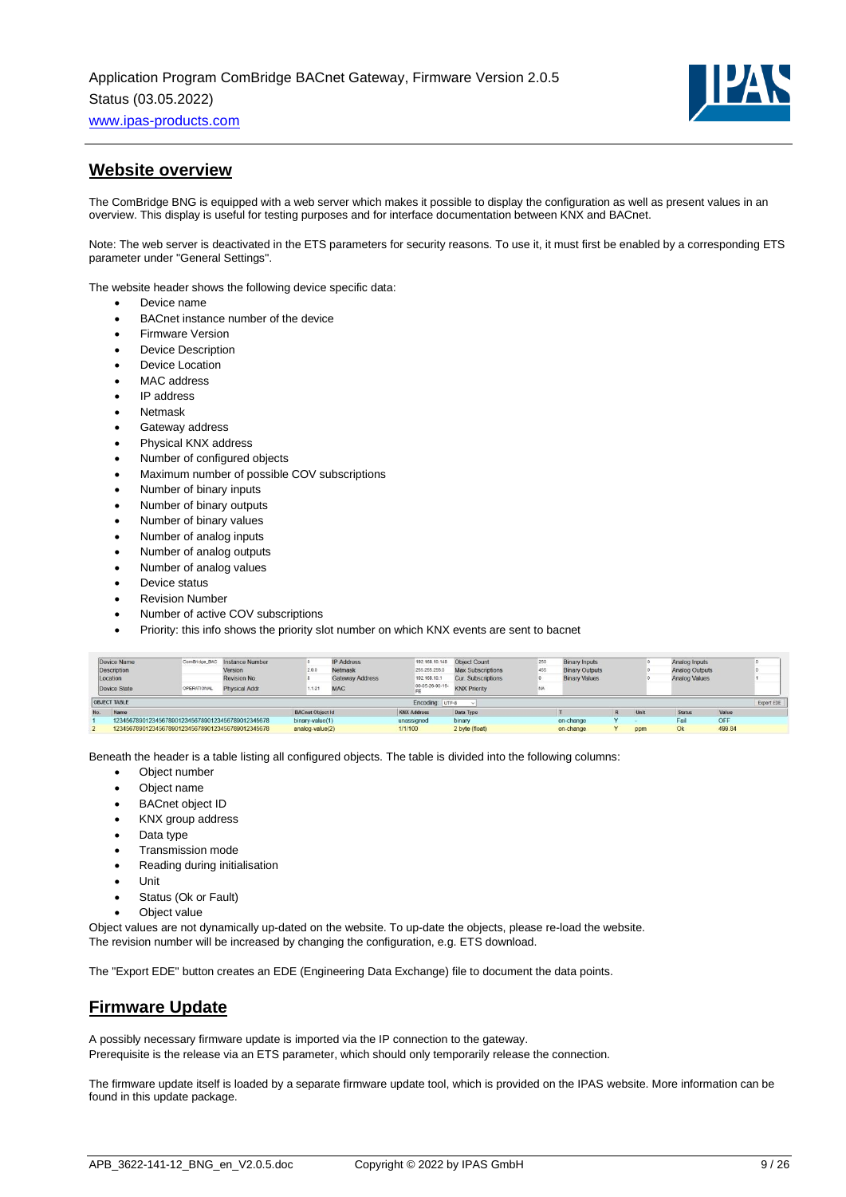## Website overview

The ComBridge BNG is equipped with a web server which makes it possible to display the configuration as well as present values in an overview. This display is useful for testing purposes and for interface documentation between KNX and BACnet.

Note: The web server is deactivated in the ETS parameters for security reasons. To use it, it must first be enabled by a corresponding ETS parameter under "General Settings".

The website header shows the following device specific data:

- Device name
- BACnet instance number of the device
- Firmware Version
- Device Description
- Device Location
- MAC address
- IP address
- Netmask
- Gateway address
- Physical KNX address
- Number of configured objects
- Maximum number of possible COV subscriptions
- Number of binary inputs
- Number of binary outputs
- Number of binary values
- Number of analog inputs
- Number of analog outputs
- Number of analog values
- Device status
- Revision Number
- Number of active COV subscriptions
- Priority: this info shows the priority slot number on which KNX events are sent to bacnet

| Device Name | ComBridge_BAC | Instance Number | 8 | IP Address | 192.168.10.148 | Object Count | 250 | Binary Inputs | 0 | Analog Inputs | 0 |
|---|---|---|---|---|---|---|---|---|---|---|---|
| Description | | Version | 2.0.0 | Netmask | 255.255.255.0 | Max Subscriptions | 455 | Binary Outputs | 0 | Analog Outputs | 0 |
| Location | | Revision No | 8 | Gateway Address | 192.168.10.1 | Cur. Subscriptions | 0 | Binary Values | 0 | Analog Values | 1 |
| Device State | OPERATIONAL | Physical Addr | 1.1.21 | MAC | 00-05-26-90-10-FE | KNX Priority | NA | | | | |

OBJECT TABLE — Encoding: UTF-8 — Export EDE

| No. | Name | BACnet Object Id | KNX Address | Data Type | T | R | Unit | Status | Value |
|---|---|---|---|---|---|---|---|---|---|
| 1 | 12345678901234567890123456789012345678 | binary-value(1) | unassigned | binary | on-change | Y | - | Fail | OFF |
| 2 | 12345678901234567890123456789012345678 | analog-value(2) | 1/1/100 | 2 byte (float) | on-change | Y | ppm | Ok | 499.84 |

Beneath the header is a table listing all configured objects. The table is divided into the following columns:

- Object number
- Object name
- BACnet object ID
- KNX group address
- Data type
- Transmission mode
- Reading during initialisation
- Unit
- Status (Ok or Fault)
- Object value

Object values are not dynamically up-dated on the website. To up-date the objects, please re-load the website.
The revision number will be increased by changing the configuration, e.g. ETS download.

The "Export EDE" button creates an EDE (Engineering Data Exchange) file to document the data points.

## Firmware Update

A possibly necessary firmware update is imported via the IP connection to the gateway.
Prerequisite is the release via an ETS parameter, which should only temporarily release the connection.

The firmware update itself is loaded by a separate firmware update tool, which is provided on the IPAS website. More information can be found in this update package.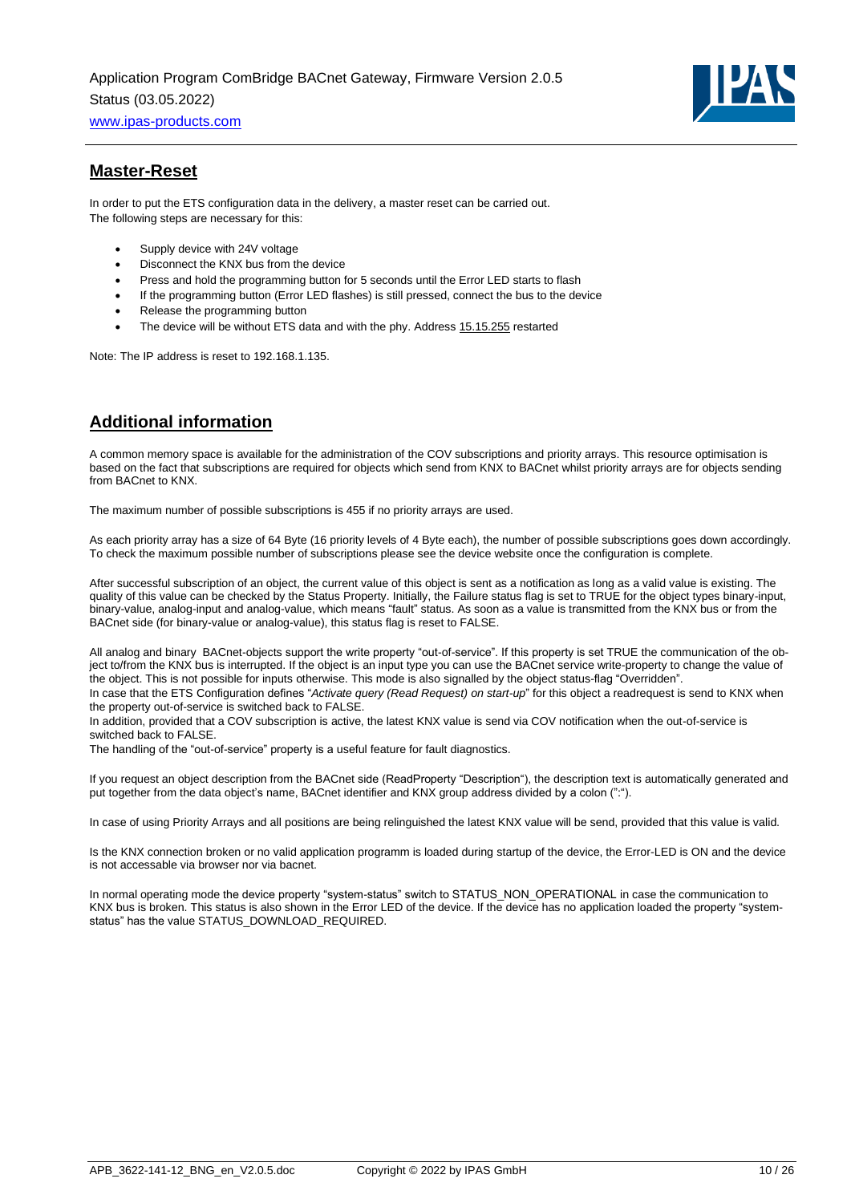## Master-Reset

In order to put the ETS configuration data in the delivery, a master reset can be carried out.
The following steps are necessary for this:

- Supply device with 24V voltage
- Disconnect the KNX bus from the device
- Press and hold the programming button for 5 seconds until the Error LED starts to flash
- If the programming button (Error LED flashes) is still pressed, connect the bus to the device
- Release the programming button
- The device will be without ETS data and with the phy. Address 15.15.255 restarted

Note: The IP address is reset to 192.168.1.135.

## Additional information

A common memory space is available for the administration of the COV subscriptions and priority arrays. This resource optimisation is based on the fact that subscriptions are required for objects which send from KNX to BACnet whilst priority arrays are for objects sending from BACnet to KNX.

The maximum number of possible subscriptions is 455 if no priority arrays are used.

As each priority array has a size of 64 Byte (16 priority levels of 4 Byte each), the number of possible subscriptions goes down accordingly. To check the maximum possible number of subscriptions please see the device website once the configuration is complete.

After successful subscription of an object, the current value of this object is sent as a notification as long as a valid value is existing. The quality of this value can be checked by the Status Property. Initially, the Failure status flag is set to TRUE for the object types binary-input, binary-value, analog-input and analog-value, which means "fault" status. As soon as a value is transmitted from the KNX bus or from the BACnet side (for binary-value or analog-value), this status flag is reset to FALSE.

All analog and binary BACnet-objects support the write property "out-of-service". If this property is set TRUE the communication of the object to/from the KNX bus is interrupted. If the object is an input type you can use the BACnet service write-property to change the value of the object. This is not possible for inputs otherwise. This mode is also signalled by the object status-flag "Overridden".
In case that the ETS Configuration defines "*Activate query (Read Request) on start-up*" for this object a readrequest is send to KNX when the property out-of-service is switched back to FALSE.
In addition, provided that a COV subscription is active, the latest KNX value is send via COV notification when the out-of-service is switched back to FALSE.
The handling of the "out-of-service" property is a useful feature for fault diagnostics.

If you request an object description from the BACnet side (ReadProperty "Description"), the description text is automatically generated and put together from the data object's name, BACnet identifier and KNX group address divided by a colon (":").

In case of using Priority Arrays and all positions are being relinguished the latest KNX value will be send, provided that this value is valid.

Is the KNX connection broken or no valid application programm is loaded during startup of the device, the Error-LED is ON and the device is not accessable via browser nor via bacnet.

In normal operating mode the device property "system-status" switch to STATUS_NON_OPERATIONAL in case the communication to KNX bus is broken. This status is also shown in the Error LED of the device. If the device has no application loaded the property "system-status" has the value STATUS_DOWNLOAD_REQUIRED.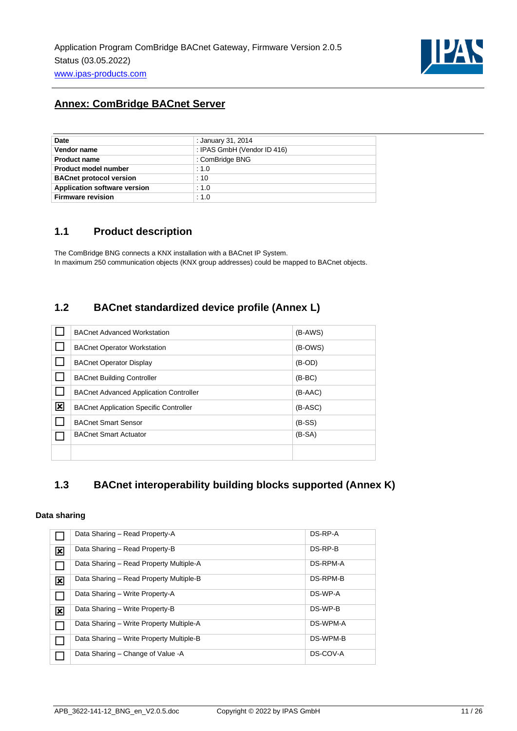## Annex: ComBridge BACnet Server

| | |
|---|---|
| **Date** | : January 31, 2014 |
| **Vendor name** | : IPAS GmbH (Vendor ID 416) |
| **Product name** | : ComBridge BNG |
| **Product model number** | : 1.0 |
| **BACnet protocol version** | : 10 |
| **Application software version** | : 1.0 |
| **Firmware revision** | : 1.0 |

### 1.1 Product description

The ComBridge BNG connects a KNX installation with a BACnet IP System.
In maximum 250 communication objects (KNX group addresses) could be mapped to BACnet objects.

### 1.2 BACnet standardized device profile (Annex L)

| | | |
|---|---|---|
| ☐ | BACnet Advanced Workstation | (B-AWS) |
| ☐ | BACnet Operator Workstation | (B-OWS) |
| ☐ | BACnet Operator Display | (B-OD) |
| ☐ | BACnet Building Controller | (B-BC) |
| ☐ | BACnet Advanced Application Controller | (B-AAC) |
| ☒ | BACnet Application Specific Controller | (B-ASC) |
| ☐ | BACnet Smart Sensor | (B-SS) |
| ☐ | BACnet Smart Actuator | (B-SA) |
| | | |

### 1.3 BACnet interoperability building blocks supported (Annex K)

#### Data sharing

| | | |
|---|---|---|
| ☐ | Data Sharing – Read Property-A | DS-RP-A |
| ☒ | Data Sharing – Read Property-B | DS-RP-B |
| ☐ | Data Sharing – Read Property Multiple-A | DS-RPM-A |
| ☒ | Data Sharing – Read Property Multiple-B | DS-RPM-B |
| ☐ | Data Sharing – Write Property-A | DS-WP-A |
| ☒ | Data Sharing – Write Property-B | DS-WP-B |
| ☐ | Data Sharing – Write Property Multiple-A | DS-WPM-A |
| ☐ | Data Sharing – Write Property Multiple-B | DS-WPM-B |
| ☐ | Data Sharing – Change of Value -A | DS-COV-A |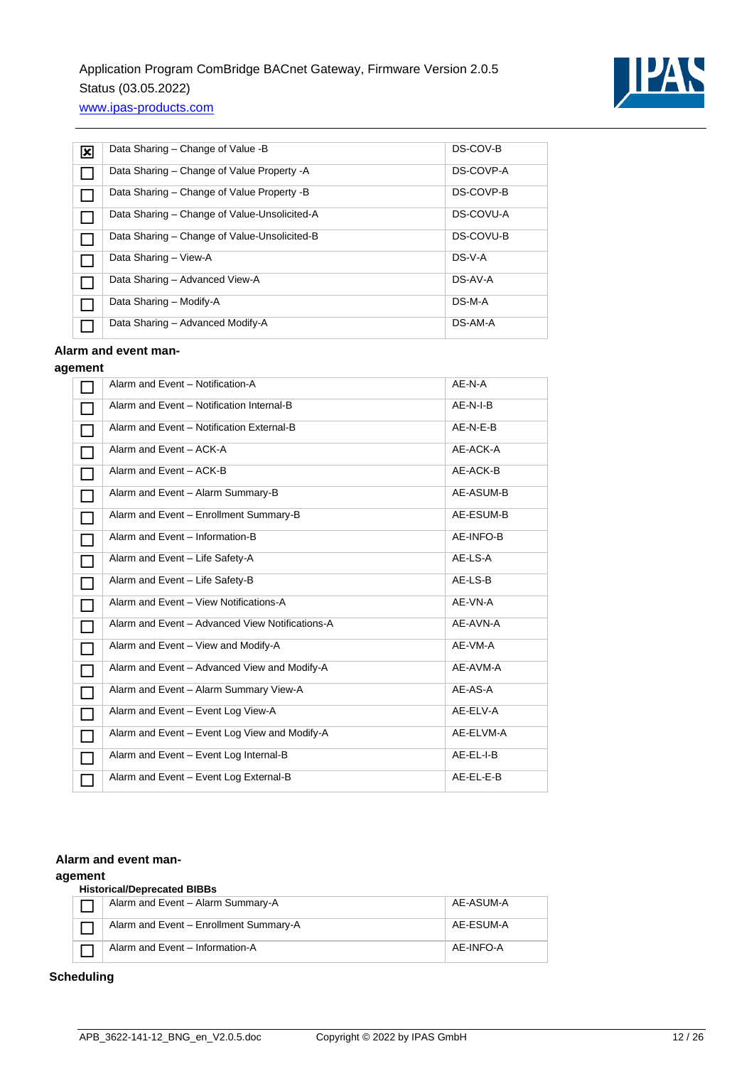| ☒ | Data Sharing – Change of Value -B | DS-COV-B |
|---|---|---|
| ☐ | Data Sharing – Change of Value Property -A | DS-COVP-A |
| ☐ | Data Sharing – Change of Value Property -B | DS-COVP-B |
| ☐ | Data Sharing – Change of Value-Unsolicited-A | DS-COVU-A |
| ☐ | Data Sharing – Change of Value-Unsolicited-B | DS-COVU-B |
| ☐ | Data Sharing – View-A | DS-V-A |
| ☐ | Data Sharing – Advanced View-A | DS-AV-A |
| ☐ | Data Sharing – Modify-A | DS-M-A |
| ☐ | Data Sharing – Advanced Modify-A | DS-AM-A |

**Alarm and event management**

| ☐ | Alarm and Event – Notification-A | AE-N-A |
|---|---|---|
| ☐ | Alarm and Event – Notification Internal-B | AE-N-I-B |
| ☐ | Alarm and Event – Notification External-B | AE-N-E-B |
| ☐ | Alarm and Event – ACK-A | AE-ACK-A |
| ☐ | Alarm and Event – ACK-B | AE-ACK-B |
| ☐ | Alarm and Event – Alarm Summary-B | AE-ASUM-B |
| ☐ | Alarm and Event – Enrollment Summary-B | AE-ESUM-B |
| ☐ | Alarm and Event – Information-B | AE-INFO-B |
| ☐ | Alarm and Event – Life Safety-A | AE-LS-A |
| ☐ | Alarm and Event – Life Safety-B | AE-LS-B |
| ☐ | Alarm and Event – View Notifications-A | AE-VN-A |
| ☐ | Alarm and Event – Advanced View Notifications-A | AE-AVN-A |
| ☐ | Alarm and Event – View and Modify-A | AE-VM-A |
| ☐ | Alarm and Event – Advanced View and Modify-A | AE-AVM-A |
| ☐ | Alarm and Event – Alarm Summary View-A | AE-AS-A |
| ☐ | Alarm and Event – Event Log View-A | AE-ELV-A |
| ☐ | Alarm and Event – Event Log View and Modify-A | AE-ELVM-A |
| ☐ | Alarm and Event – Event Log Internal-B | AE-EL-I-B |
| ☐ | Alarm and Event – Event Log External-B | AE-EL-E-B |

**Alarm and event management**

**Historical/Deprecated BIBBs**

| ☐ | Alarm and Event – Alarm Summary-A | AE-ASUM-A |
|---|---|---|
| ☐ | Alarm and Event – Enrollment Summary-A | AE-ESUM-A |
| ☐ | Alarm and Event – Information-A | AE-INFO-A |

**Scheduling**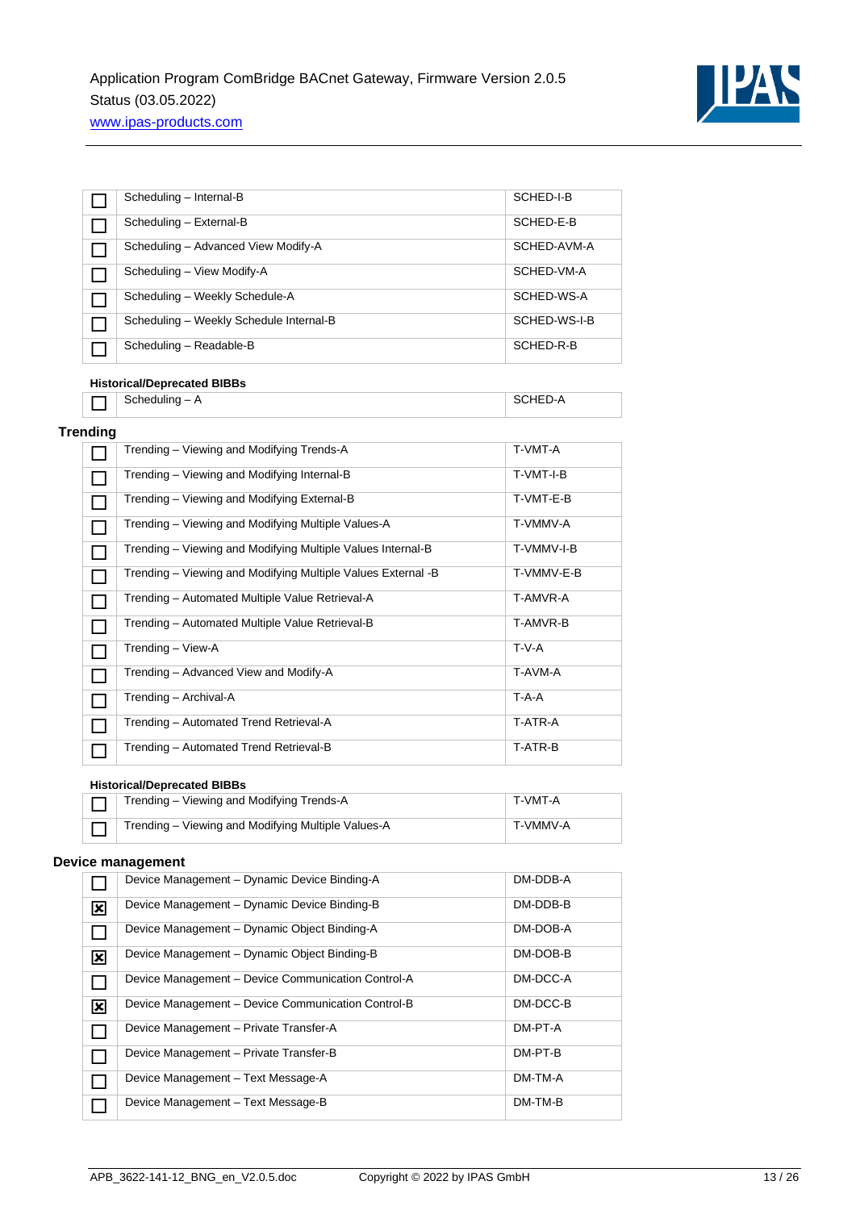| | | |
|---|---|---|
| ☐ | Scheduling – Internal-B | SCHED-I-B |
| ☐ | Scheduling – External-B | SCHED-E-B |
| ☐ | Scheduling – Advanced View Modify-A | SCHED-AVM-A |
| ☐ | Scheduling – View Modify-A | SCHED-VM-A |
| ☐ | Scheduling – Weekly Schedule-A | SCHED-WS-A |
| ☐ | Scheduling – Weekly Schedule Internal-B | SCHED-WS-I-B |
| ☐ | Scheduling – Readable-B | SCHED-R-B |

**Historical/Deprecated BIBBs**

| | | |
|---|---|---|
| ☐ | Scheduling – A | SCHED-A |

### Trending

| | | |
|---|---|---|
| ☐ | Trending – Viewing and Modifying Trends-A | T-VMT-A |
| ☐ | Trending – Viewing and Modifying Internal-B | T-VMT-I-B |
| ☐ | Trending – Viewing and Modifying External-B | T-VMT-E-B |
| ☐ | Trending – Viewing and Modifying Multiple Values-A | T-VMMV-A |
| ☐ | Trending – Viewing and Modifying Multiple Values Internal-B | T-VMMV-I-B |
| ☐ | Trending – Viewing and Modifying Multiple Values External -B | T-VMMV-E-B |
| ☐ | Trending – Automated Multiple Value Retrieval-A | T-AMVR-A |
| ☐ | Trending – Automated Multiple Value Retrieval-B | T-AMVR-B |
| ☐ | Trending – View-A | T-V-A |
| ☐ | Trending – Advanced View and Modify-A | T-AVM-A |
| ☐ | Trending – Archival-A | T-A-A |
| ☐ | Trending – Automated Trend Retrieval-A | T-ATR-A |
| ☐ | Trending – Automated Trend Retrieval-B | T-ATR-B |

**Historical/Deprecated BIBBs**

| | | |
|---|---|---|
| ☐ | Trending – Viewing and Modifying Trends-A | T-VMT-A |
| ☐ | Trending – Viewing and Modifying Multiple Values-A | T-VMMV-A |

### Device management

| | | |
|---|---|---|
| ☐ | Device Management – Dynamic Device Binding-A | DM-DDB-A |
| ☒ | Device Management – Dynamic Device Binding-B | DM-DDB-B |
| ☐ | Device Management – Dynamic Object Binding-A | DM-DOB-A |
| ☒ | Device Management – Dynamic Object Binding-B | DM-DOB-B |
| ☐ | Device Management – Device Communication Control-A | DM-DCC-A |
| ☒ | Device Management – Device Communication Control-B | DM-DCC-B |
| ☐ | Device Management – Private Transfer-A | DM-PT-A |
| ☐ | Device Management – Private Transfer-B | DM-PT-B |
| ☐ | Device Management – Text Message-A | DM-TM-A |
| ☐ | Device Management – Text Message-B | DM-TM-B |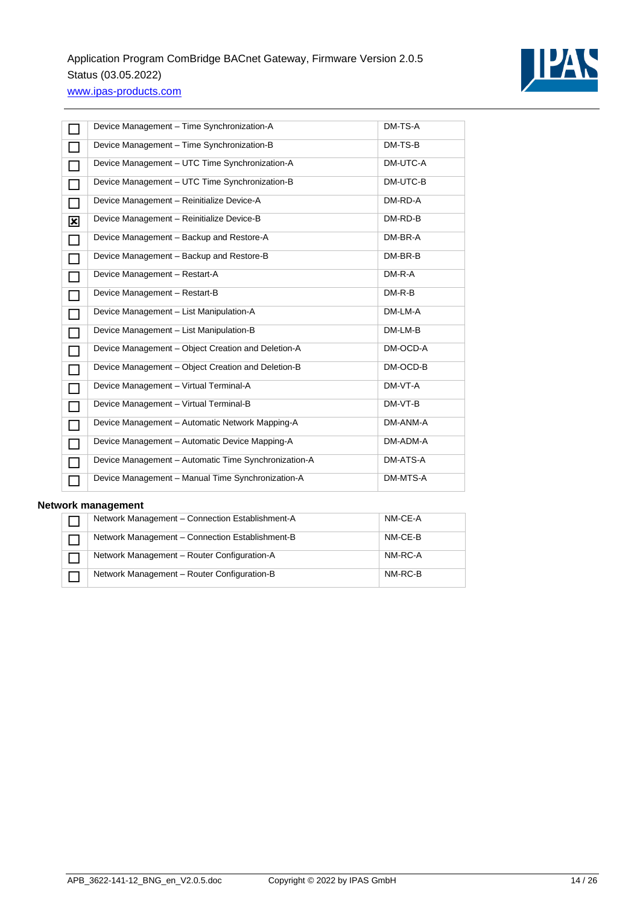| | | |
|---|---|---|
| ☐ | Device Management – Time Synchronization-A | DM-TS-A |
| ☐ | Device Management – Time Synchronization-B | DM-TS-B |
| ☐ | Device Management – UTC Time Synchronization-A | DM-UTC-A |
| ☐ | Device Management – UTC Time Synchronization-B | DM-UTC-B |
| ☐ | Device Management – Reinitialize Device-A | DM-RD-A |
| ☒ | Device Management – Reinitialize Device-B | DM-RD-B |
| ☐ | Device Management – Backup and Restore-A | DM-BR-A |
| ☐ | Device Management – Backup and Restore-B | DM-BR-B |
| ☐ | Device Management – Restart-A | DM-R-A |
| ☐ | Device Management – Restart-B | DM-R-B |
| ☐ | Device Management – List Manipulation-A | DM-LM-A |
| ☐ | Device Management – List Manipulation-B | DM-LM-B |
| ☐ | Device Management – Object Creation and Deletion-A | DM-OCD-A |
| ☐ | Device Management – Object Creation and Deletion-B | DM-OCD-B |
| ☐ | Device Management – Virtual Terminal-A | DM-VT-A |
| ☐ | Device Management – Virtual Terminal-B | DM-VT-B |
| ☐ | Device Management – Automatic Network Mapping-A | DM-ANM-A |
| ☐ | Device Management – Automatic Device Mapping-A | DM-ADM-A |
| ☐ | Device Management – Automatic Time Synchronization-A | DM-ATS-A |
| ☐ | Device Management – Manual Time Synchronization-A | DM-MTS-A |

**Network management**

| | | |
|---|---|---|
| ☐ | Network Management – Connection Establishment-A | NM-CE-A |
| ☐ | Network Management – Connection Establishment-B | NM-CE-B |
| ☐ | Network Management – Router Configuration-A | NM-RC-A |
| ☐ | Network Management – Router Configuration-B | NM-RC-B |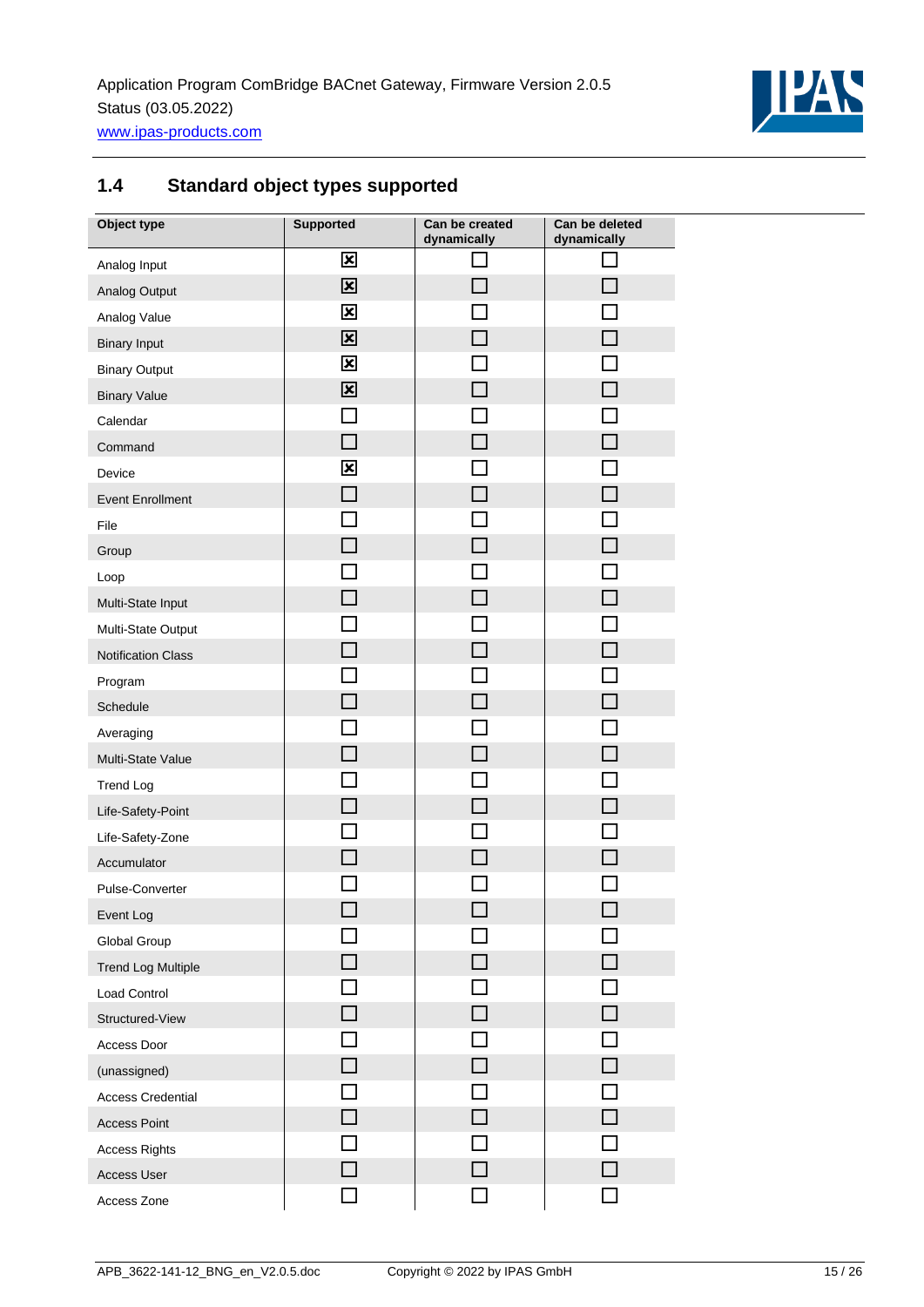## 1.4 Standard object types supported

| Object type | Supported | Can be created dynamically | Can be deleted dynamically |
|---|---|---|---|
| Analog Input | ☒ | ☐ | ☐ |
| Analog Output | ☒ | ☐ | ☐ |
| Analog Value | ☒ | ☐ | ☐ |
| Binary Input | ☒ | ☐ | ☐ |
| Binary Output | ☒ | ☐ | ☐ |
| Binary Value | ☒ | ☐ | ☐ |
| Calendar | ☐ | ☐ | ☐ |
| Command | ☐ | ☐ | ☐ |
| Device | ☒ | ☐ | ☐ |
| Event Enrollment | ☐ | ☐ | ☐ |
| File | ☐ | ☐ | ☐ |
| Group | ☐ | ☐ | ☐ |
| Loop | ☐ | ☐ | ☐ |
| Multi-State Input | ☐ | ☐ | ☐ |
| Multi-State Output | ☐ | ☐ | ☐ |
| Notification Class | ☐ | ☐ | ☐ |
| Program | ☐ | ☐ | ☐ |
| Schedule | ☐ | ☐ | ☐ |
| Averaging | ☐ | ☐ | ☐ |
| Multi-State Value | ☐ | ☐ | ☐ |
| Trend Log | ☐ | ☐ | ☐ |
| Life-Safety-Point | ☐ | ☐ | ☐ |
| Life-Safety-Zone | ☐ | ☐ | ☐ |
| Accumulator | ☐ | ☐ | ☐ |
| Pulse-Converter | ☐ | ☐ | ☐ |
| Event Log | ☐ | ☐ | ☐ |
| Global Group | ☐ | ☐ | ☐ |
| Trend Log Multiple | ☐ | ☐ | ☐ |
| Load Control | ☐ | ☐ | ☐ |
| Structured-View | ☐ | ☐ | ☐ |
| Access Door | ☐ | ☐ | ☐ |
| (unassigned) | ☐ | ☐ | ☐ |
| Access Credential | ☐ | ☐ | ☐ |
| Access Point | ☐ | ☐ | ☐ |
| Access Rights | ☐ | ☐ | ☐ |
| Access User | ☐ | ☐ | ☐ |
| Access Zone | ☐ | ☐ | ☐ |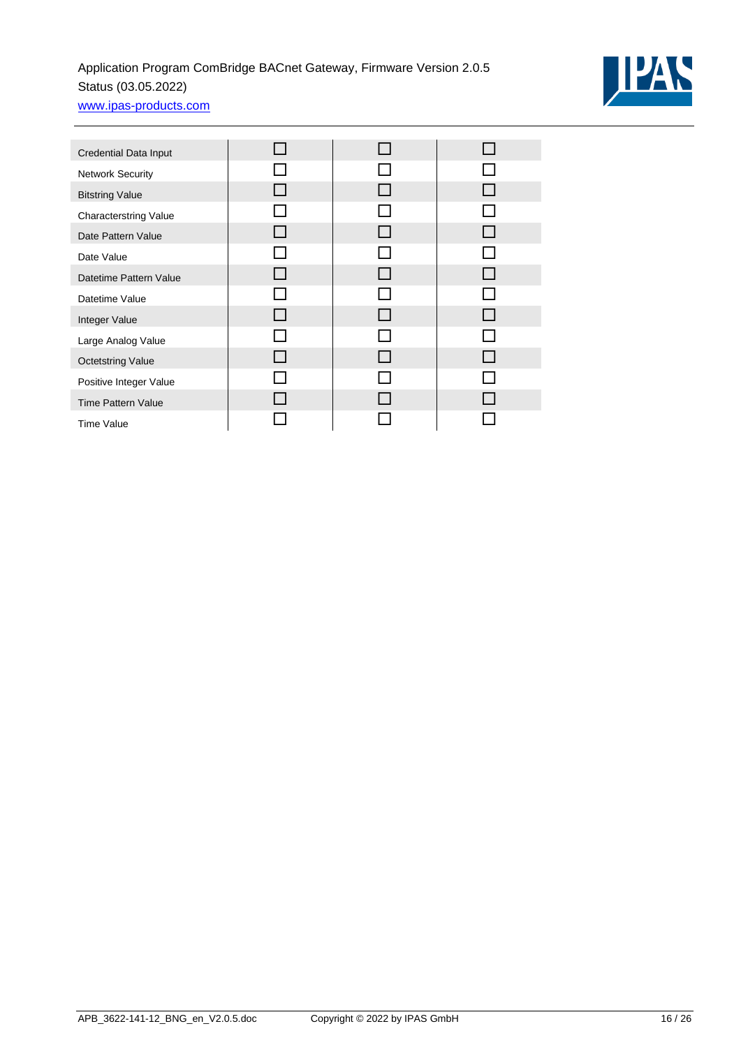| | | | |
|---|---|---|---|
| Credential Data Input | ☐ | ☐ | ☐ |
| Network Security | ☐ | ☐ | ☐ |
| Bitstring Value | ☐ | ☐ | ☐ |
| Characterstring Value | ☐ | ☐ | ☐ |
| Date Pattern Value | ☐ | ☐ | ☐ |
| Date Value | ☐ | ☐ | ☐ |
| Datetime Pattern Value | ☐ | ☐ | ☐ |
| Datetime Value | ☐ | ☐ | ☐ |
| Integer Value | ☐ | ☐ | ☐ |
| Large Analog Value | ☐ | ☐ | ☐ |
| Octetstring Value | ☐ | ☐ | ☐ |
| Positive Integer Value | ☐ | ☐ | ☐ |
| Time Pattern Value | ☐ | ☐ | ☐ |
| Time Value | ☐ | ☐ | ☐ |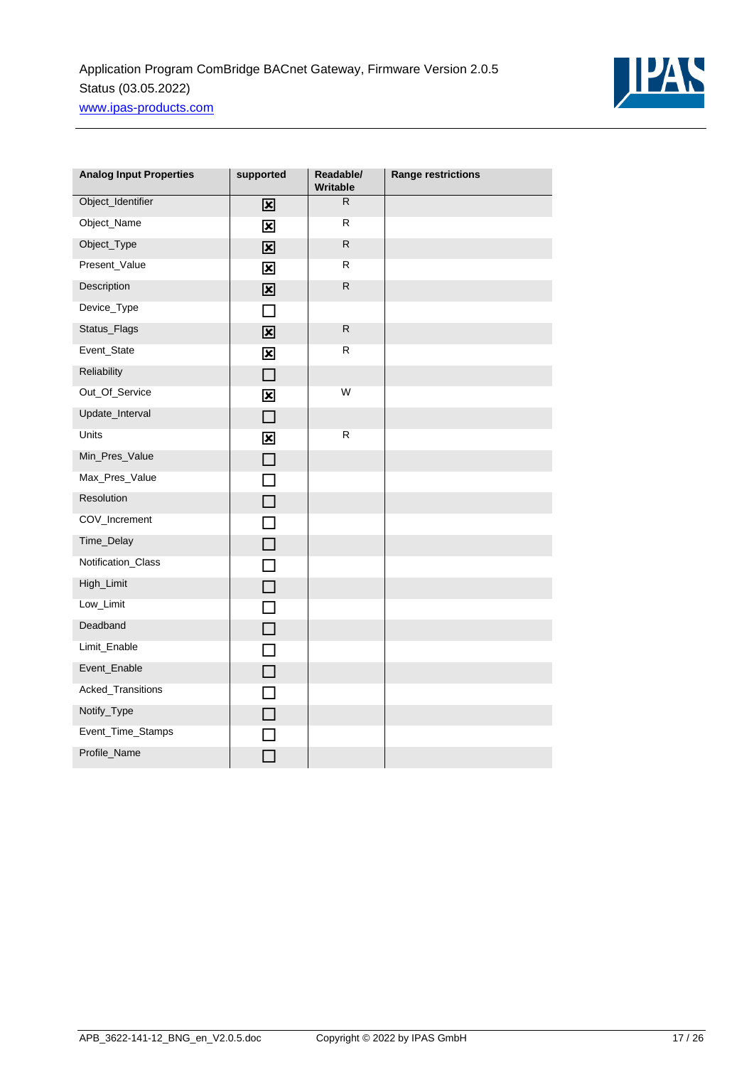| Analog Input Properties | supported | Readable/ Writable | Range restrictions |
|---|---|---|---|
| Object_Identifier | ☒ | R | |
| Object_Name | ☒ | R | |
| Object_Type | ☒ | R | |
| Present_Value | ☒ | R | |
| Description | ☒ | R | |
| Device_Type | ☐ | | |
| Status_Flags | ☒ | R | |
| Event_State | ☒ | R | |
| Reliability | ☐ | | |
| Out_Of_Service | ☒ | W | |
| Update_Interval | ☐ | | |
| Units | ☒ | R | |
| Min_Pres_Value | ☐ | | |
| Max_Pres_Value | ☐ | | |
| Resolution | ☐ | | |
| COV_Increment | ☐ | | |
| Time_Delay | ☐ | | |
| Notification_Class | ☐ | | |
| High_Limit | ☐ | | |
| Low_Limit | ☐ | | |
| Deadband | ☐ | | |
| Limit_Enable | ☐ | | |
| Event_Enable | ☐ | | |
| Acked_Transitions | ☐ | | |
| Notify_Type | ☐ | | |
| Event_Time_Stamps | ☐ | | |
| Profile_Name | ☐ | | |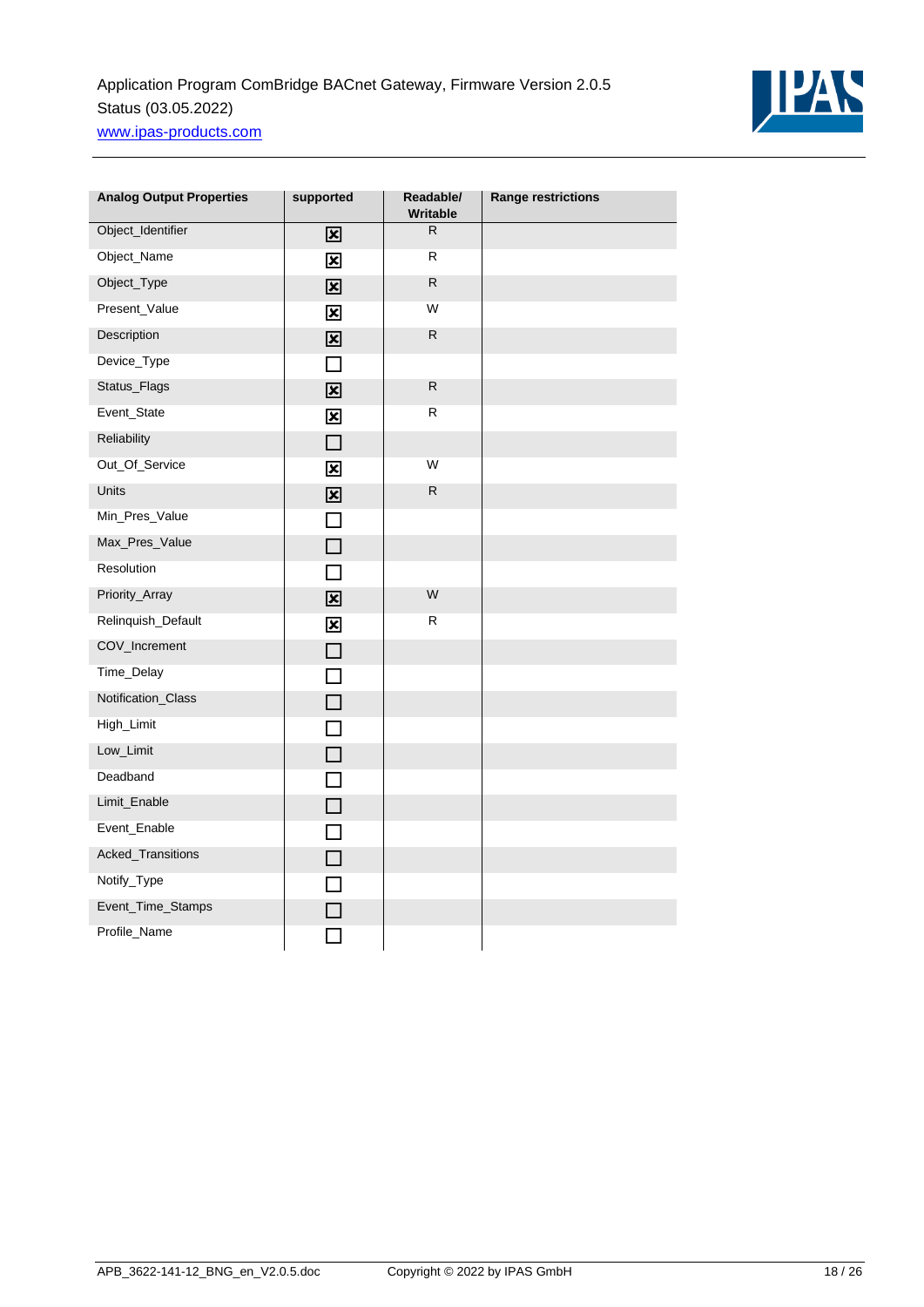| Analog Output Properties | supported | Readable/ Writable | Range restrictions |
| --- | --- | --- | --- |
| Object_Identifier | ☒ | R | |
| Object_Name | ☒ | R | |
| Object_Type | ☒ | R | |
| Present_Value | ☒ | W | |
| Description | ☒ | R | |
| Device_Type | ☐ | | |
| Status_Flags | ☒ | R | |
| Event_State | ☒ | R | |
| Reliability | ☐ | | |
| Out_Of_Service | ☒ | W | |
| Units | ☒ | R | |
| Min_Pres_Value | ☐ | | |
| Max_Pres_Value | ☐ | | |
| Resolution | ☐ | | |
| Priority_Array | ☒ | W | |
| Relinquish_Default | ☒ | R | |
| COV_Increment | ☐ | | |
| Time_Delay | ☐ | | |
| Notification_Class | ☐ | | |
| High_Limit | ☐ | | |
| Low_Limit | ☐ | | |
| Deadband | ☐ | | |
| Limit_Enable | ☐ | | |
| Event_Enable | ☐ | | |
| Acked_Transitions | ☐ | | |
| Notify_Type | ☐ | | |
| Event_Time_Stamps | ☐ | | |
| Profile_Name | ☐ | | |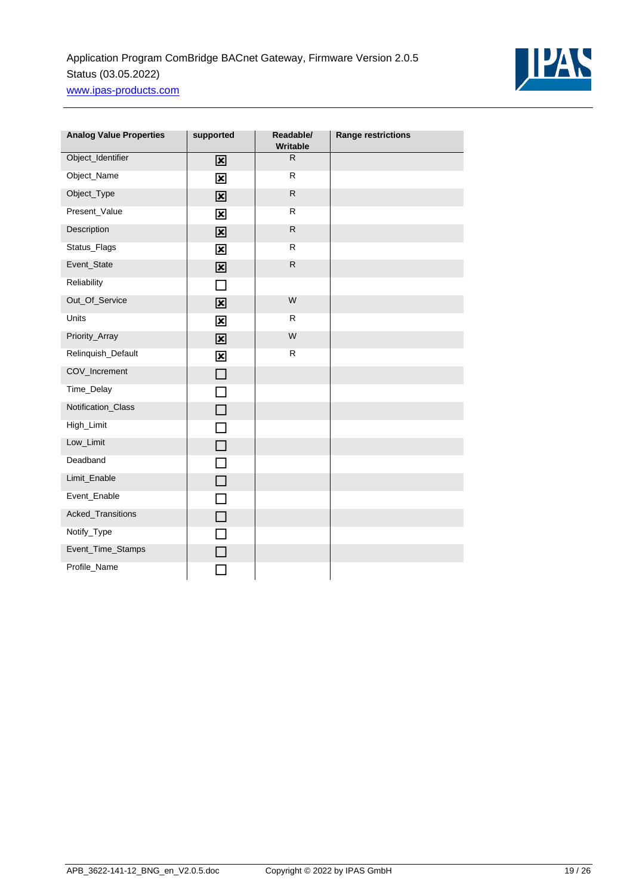| Analog Value Properties | supported | Readable/ Writable | Range restrictions |
|---|---|---|---|
| Object_Identifier | ☒ | R | |
| Object_Name | ☒ | R | |
| Object_Type | ☒ | R | |
| Present_Value | ☒ | R | |
| Description | ☒ | R | |
| Status_Flags | ☒ | R | |
| Event_State | ☒ | R | |
| Reliability | ☐ | | |
| Out_Of_Service | ☒ | W | |
| Units | ☒ | R | |
| Priority_Array | ☒ | W | |
| Relinquish_Default | ☒ | R | |
| COV_Increment | ☐ | | |
| Time_Delay | ☐ | | |
| Notification_Class | ☐ | | |
| High_Limit | ☐ | | |
| Low_Limit | ☐ | | |
| Deadband | ☐ | | |
| Limit_Enable | ☐ | | |
| Event_Enable | ☐ | | |
| Acked_Transitions | ☐ | | |
| Notify_Type | ☐ | | |
| Event_Time_Stamps | ☐ | | |
| Profile_Name | ☐ | | |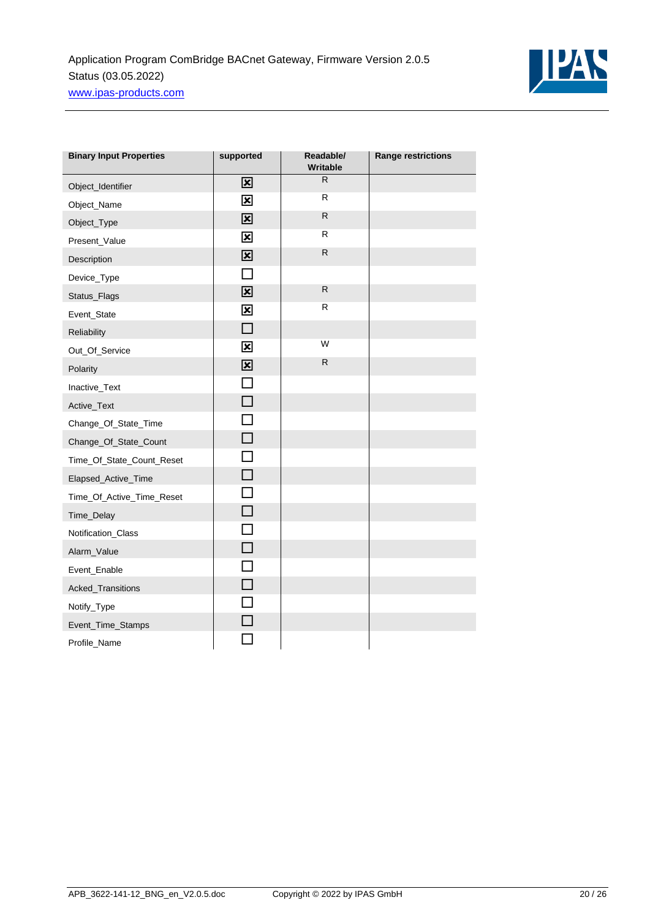| Binary Input Properties | supported | Readable/ Writable | Range restrictions |
|---|---|---|---|
| Object_Identifier | ☒ | R | |
| Object_Name | ☒ | R | |
| Object_Type | ☒ | R | |
| Present_Value | ☒ | R | |
| Description | ☒ | R | |
| Device_Type | ☐ | | |
| Status_Flags | ☒ | R | |
| Event_State | ☒ | R | |
| Reliability | ☐ | | |
| Out_Of_Service | ☒ | W | |
| Polarity | ☒ | R | |
| Inactive_Text | ☐ | | |
| Active_Text | ☐ | | |
| Change_Of_State_Time | ☐ | | |
| Change_Of_State_Count | ☐ | | |
| Time_Of_State_Count_Reset | ☐ | | |
| Elapsed_Active_Time | ☐ | | |
| Time_Of_Active_Time_Reset | ☐ | | |
| Time_Delay | ☐ | | |
| Notification_Class | ☐ | | |
| Alarm_Value | ☐ | | |
| Event_Enable | ☐ | | |
| Acked_Transitions | ☐ | | |
| Notify_Type | ☐ | | |
| Event_Time_Stamps | ☐ | | |
| Profile_Name | ☐ | | |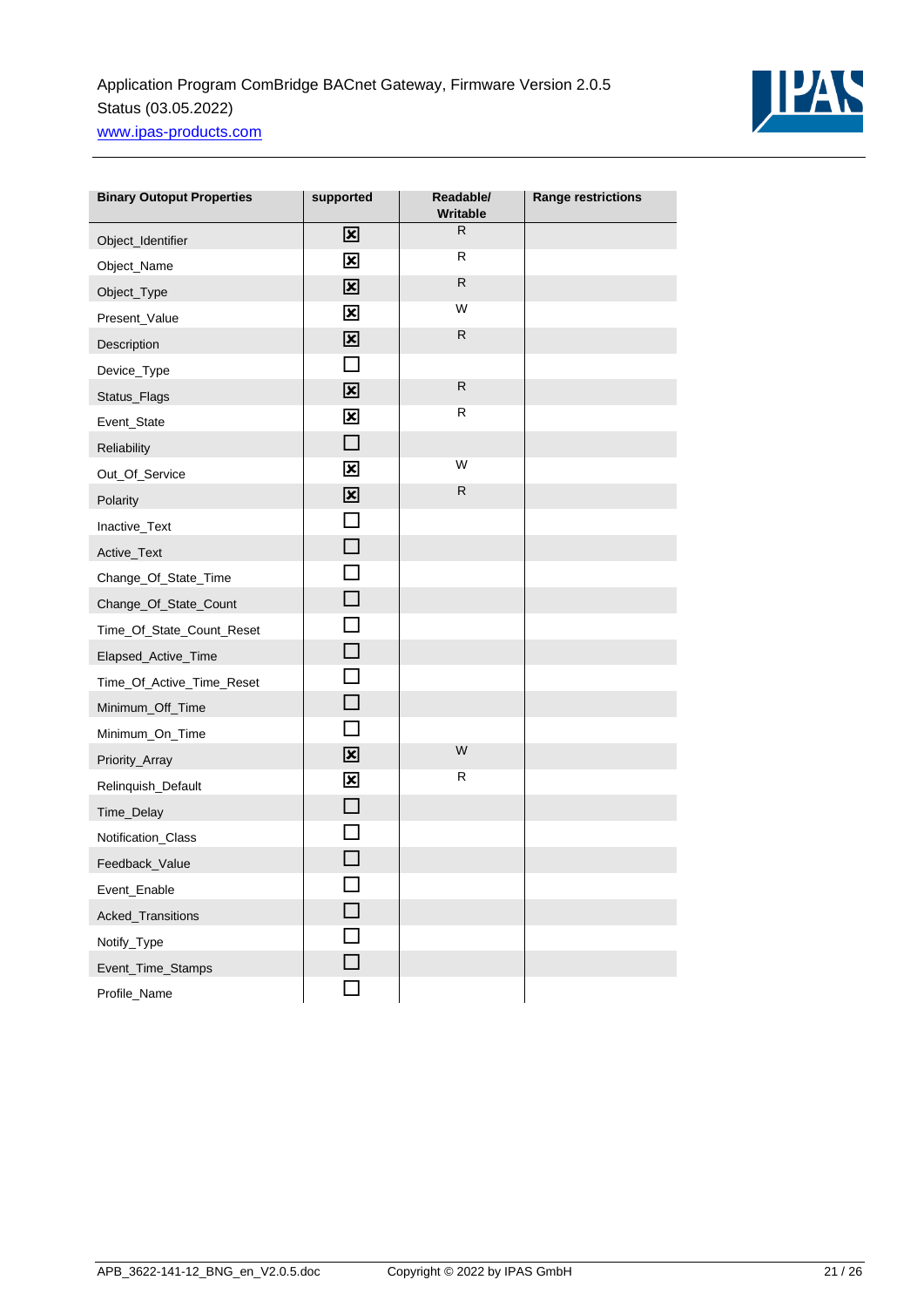| Binary Outoput Properties | supported | Readable/ Writable | Range restrictions |
| --- | --- | --- | --- |
| Object_Identifier | ☒ | R | |
| Object_Name | ☒ | R | |
| Object_Type | ☒ | R | |
| Present_Value | ☒ | W | |
| Description | ☒ | R | |
| Device_Type | ☐ | | |
| Status_Flags | ☒ | R | |
| Event_State | ☒ | R | |
| Reliability | ☐ | | |
| Out_Of_Service | ☒ | W | |
| Polarity | ☒ | R | |
| Inactive_Text | ☐ | | |
| Active_Text | ☐ | | |
| Change_Of_State_Time | ☐ | | |
| Change_Of_State_Count | ☐ | | |
| Time_Of_State_Count_Reset | ☐ | | |
| Elapsed_Active_Time | ☐ | | |
| Time_Of_Active_Time_Reset | ☐ | | |
| Minimum_Off_Time | ☐ | | |
| Minimum_On_Time | ☐ | | |
| Priority_Array | ☒ | W | |
| Relinquish_Default | ☒ | R | |
| Time_Delay | ☐ | | |
| Notification_Class | ☐ | | |
| Feedback_Value | ☐ | | |
| Event_Enable | ☐ | | |
| Acked_Transitions | ☐ | | |
| Notify_Type | ☐ | | |
| Event_Time_Stamps | ☐ | | |
| Profile_Name | ☐ | | |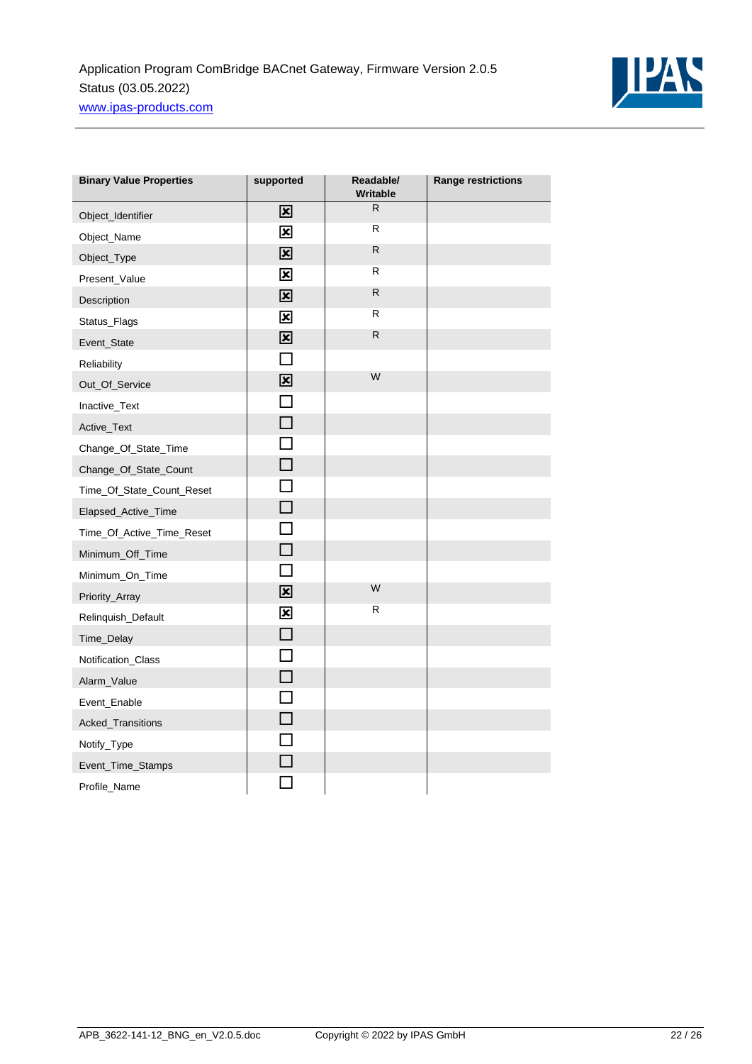| Binary Value Properties | supported | Readable/ Writable | Range restrictions |
|---|---|---|---|
| Object_Identifier | ☒ | R | |
| Object_Name | ☒ | R | |
| Object_Type | ☒ | R | |
| Present_Value | ☒ | R | |
| Description | ☒ | R | |
| Status_Flags | ☒ | R | |
| Event_State | ☒ | R | |
| Reliability | ☐ | | |
| Out_Of_Service | ☒ | W | |
| Inactive_Text | ☐ | | |
| Active_Text | ☐ | | |
| Change_Of_State_Time | ☐ | | |
| Change_Of_State_Count | ☐ | | |
| Time_Of_State_Count_Reset | ☐ | | |
| Elapsed_Active_Time | ☐ | | |
| Time_Of_Active_Time_Reset | ☐ | | |
| Minimum_Off_Time | ☐ | | |
| Minimum_On_Time | ☐ | | |
| Priority_Array | ☒ | W | |
| Relinquish_Default | ☒ | R | |
| Time_Delay | ☐ | | |
| Notification_Class | ☐ | | |
| Alarm_Value | ☐ | | |
| Event_Enable | ☐ | | |
| Acked_Transitions | ☐ | | |
| Notify_Type | ☐ | | |
| Event_Time_Stamps | ☐ | | |
| Profile_Name | ☐ | | |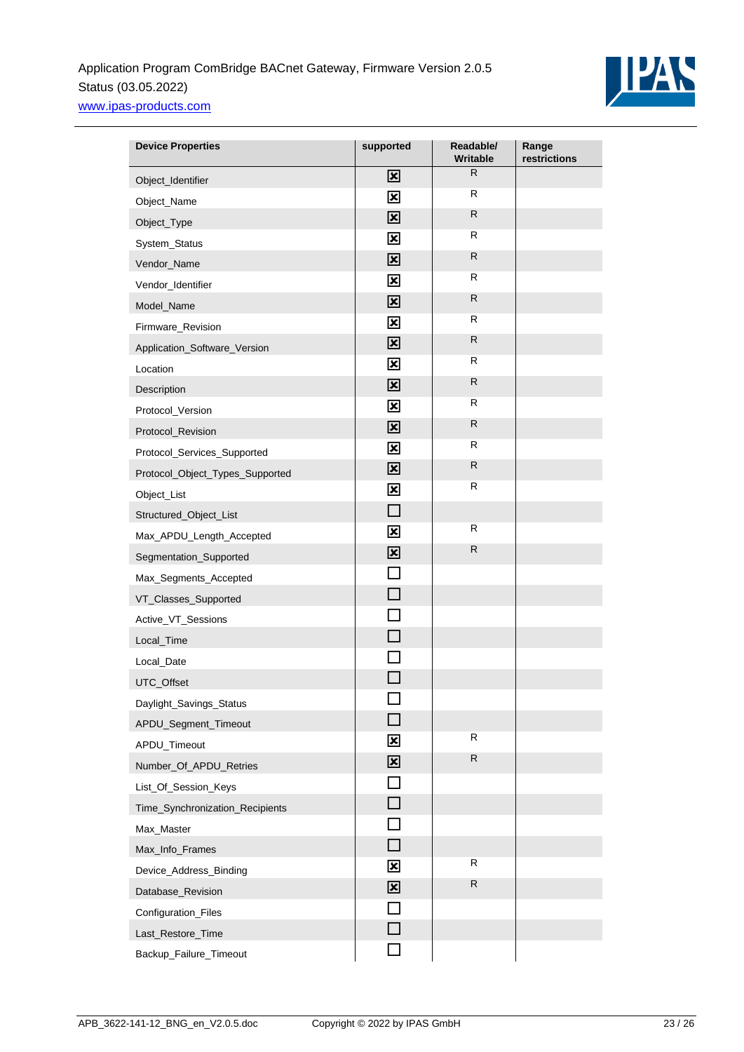| Device Properties | supported | Readable/ Writable | Range restrictions |
|---|---|---|---|
| Object_Identifier | ☒ | R | |
| Object_Name | ☒ | R | |
| Object_Type | ☒ | R | |
| System_Status | ☒ | R | |
| Vendor_Name | ☒ | R | |
| Vendor_Identifier | ☒ | R | |
| Model_Name | ☒ | R | |
| Firmware_Revision | ☒ | R | |
| Application_Software_Version | ☒ | R | |
| Location | ☒ | R | |
| Description | ☒ | R | |
| Protocol_Version | ☒ | R | |
| Protocol_Revision | ☒ | R | |
| Protocol_Services_Supported | ☒ | R | |
| Protocol_Object_Types_Supported | ☒ | R | |
| Object_List | ☒ | R | |
| Structured_Object_List | ☐ | | |
| Max_APDU_Length_Accepted | ☒ | R | |
| Segmentation_Supported | ☒ | R | |
| Max_Segments_Accepted | ☐ | | |
| VT_Classes_Supported | ☐ | | |
| Active_VT_Sessions | ☐ | | |
| Local_Time | ☐ | | |
| Local_Date | ☐ | | |
| UTC_Offset | ☐ | | |
| Daylight_Savings_Status | ☐ | | |
| APDU_Segment_Timeout | ☐ | | |
| APDU_Timeout | ☒ | R | |
| Number_Of_APDU_Retries | ☒ | R | |
| List_Of_Session_Keys | ☐ | | |
| Time_Synchronization_Recipients | ☐ | | |
| Max_Master | ☐ | | |
| Max_Info_Frames | ☐ | | |
| Device_Address_Binding | ☒ | R | |
| Database_Revision | ☒ | R | |
| Configuration_Files | ☐ | | |
| Last_Restore_Time | ☐ | | |
| Backup_Failure_Timeout | ☐ | | |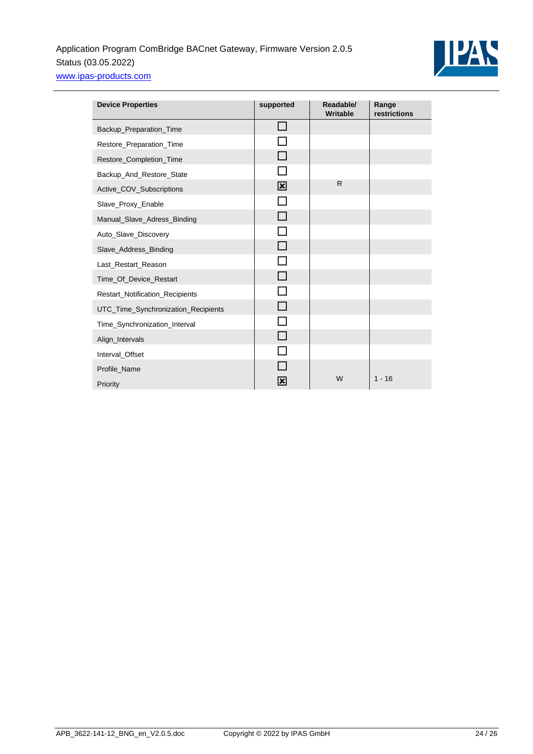| Device Properties | supported | Readable/ Writable | Range restrictions |
|---|---|---|---|
| Backup_Preparation_Time | ☐ | | |
| Restore_Preparation_Time | ☐ | | |
| Restore_Completion_Time | ☐ | | |
| Backup_And_Restore_State | ☐ | | |
| Active_COV_Subscriptions | ☒ | R | |
| Slave_Proxy_Enable | ☐ | | |
| Manual_Slave_Adress_Binding | ☐ | | |
| Auto_Slave_Discovery | ☐ | | |
| Slave_Address_Binding | ☐ | | |
| Last_Restart_Reason | ☐ | | |
| Time_Of_Device_Restart | ☐ | | |
| Restart_Notification_Recipients | ☐ | | |
| UTC_Time_Synchronization_Recipients | ☐ | | |
| Time_Synchronization_Interval | ☐ | | |
| Align_Intervals | ☐ | | |
| Interval_Offset | ☐ | | |
| Profile_Name | ☐ | | |
| Priority | ☒ | W | 1 - 16 |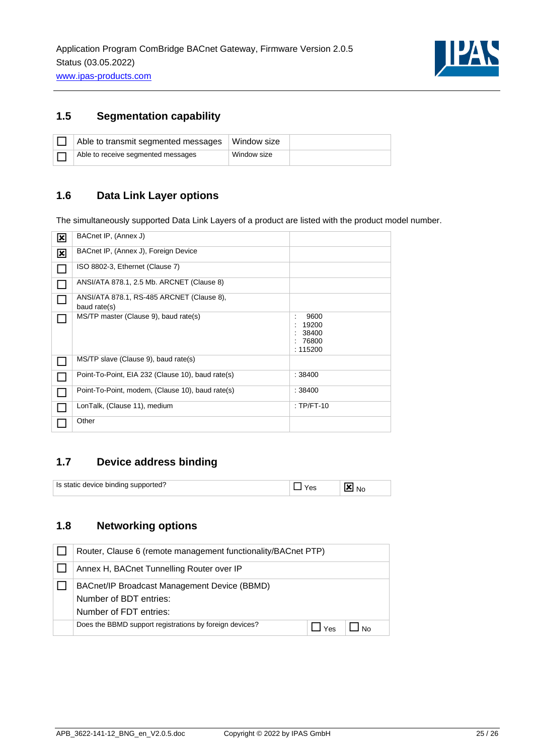## 1.5 Segmentation capability

| | | | |
|---|---|---|---|
| ☐ | Able to transmit segmented messages | Window size | |
| ☐ | Able to receive segmented messages | Window size | |

## 1.6 Data Link Layer options

The simultaneously supported Data Link Layers of a product are listed with the product model number.

| | | |
|---|---|---|
| ☒ | BACnet IP, (Annex J) | |
| ☒ | BACnet IP, (Annex J), Foreign Device | |
| ☐ | ISO 8802-3, Ethernet (Clause 7) | |
| ☐ | ANSI/ATA 878.1, 2.5 Mb. ARCNET (Clause 8) | |
| ☐ | ANSI/ATA 878.1, RS-485 ARCNET (Clause 8), baud rate(s) | |
| ☐ | MS/TP master (Clause 9), baud rate(s) | : 9600<br>: 19200<br>: 38400<br>: 76800<br>: 115200 |
| ☐ | MS/TP slave (Clause 9), baud rate(s) | |
| ☐ | Point-To-Point, EIA 232 (Clause 10), baud rate(s) | : 38400 |
| ☐ | Point-To-Point, modem, (Clause 10), baud rate(s) | : 38400 |
| ☐ | LonTalk, (Clause 11), medium | : TP/FT-10 |
| ☐ | Other | |

## 1.7 Device address binding

| | | |
|---|---|---|
| Is static device binding supported? | ☐ Yes | ☒ No |

## 1.8 Networking options

| | | | |
|---|---|---|---|
| ☐ | Router, Clause 6 (remote management functionality/BACnet PTP) | | |
| ☐ | Annex H, BACnet Tunnelling Router over IP | | |
| ☐ | BACnet/IP Broadcast Management Device (BBMD)<br>Number of BDT entries:<br>Number of FDT entries: | | |
| | Does the BBMD support registrations by foreign devices? | ☐ Yes | ☐ No |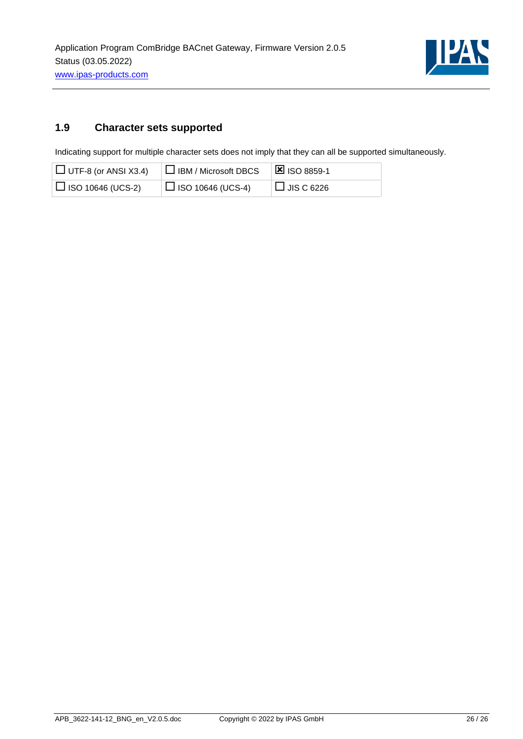## 1.9 Character sets supported

Indicating support for multiple character sets does not imply that they can all be supported simultaneously.

| | | |
|---|---|---|
| ☐ UTF-8 (or ANSI X3.4) | ☐ IBM / Microsoft DBCS | ☒ ISO 8859-1 |
| ☐ ISO 10646 (UCS-2) | ☐ ISO 10646 (UCS-4) | ☐ JIS C 6226 |